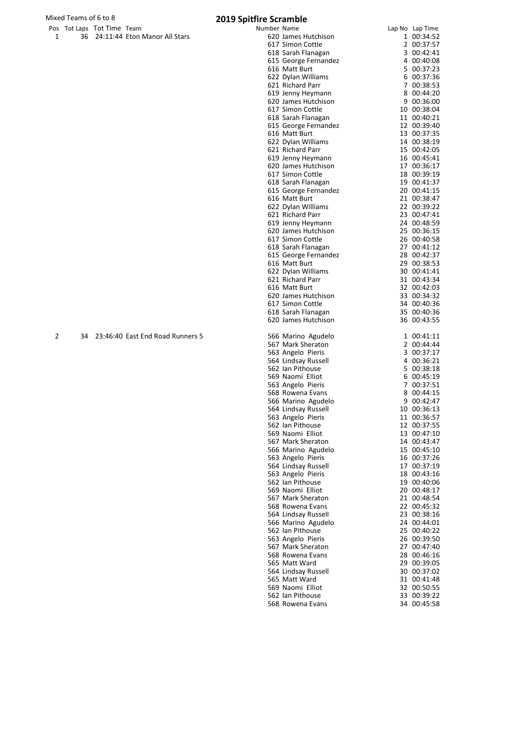Mixed Teams of 6 to 8

# 2019 Spitfire Scramble

| Pos | Tot Laps | Tot Time | Team | Number | Name | Lap No | Lap Time |
|---|---|---|---|---|---|---|---|
| 1 | 36 | 24:11:44 | Eton Manor All Stars | 620 | James Hutchison | 1 | 00:34:52 |
| | | | | 617 | Simon Cottle | 2 | 00:37:57 |
| | | | | 618 | Sarah Flanagan | 3 | 00:42:41 |
| | | | | 615 | George Fernandez | 4 | 00:40:08 |
| | | | | 616 | Matt Burt | 5 | 00:37:23 |
| | | | | 622 | Dylan Williams | 6 | 00:37:36 |
| | | | | 621 | Richard Parr | 7 | 00:38:53 |
| | | | | 619 | Jenny Heymann | 8 | 00:44:20 |
| | | | | 620 | James Hutchison | 9 | 00:36:00 |
| | | | | 617 | Simon Cottle | 10 | 00:38:04 |
| | | | | 618 | Sarah Flanagan | 11 | 00:40:21 |
| | | | | 615 | George Fernandez | 12 | 00:39:40 |
| | | | | 616 | Matt Burt | 13 | 00:37:35 |
| | | | | 622 | Dylan Williams | 14 | 00:38:19 |
| | | | | 621 | Richard Parr | 15 | 00:42:05 |
| | | | | 619 | Jenny Heymann | 16 | 00:45:41 |
| | | | | 620 | James Hutchison | 17 | 00:36:17 |
| | | | | 617 | Simon Cottle | 18 | 00:39:19 |
| | | | | 618 | Sarah Flanagan | 19 | 00:41:37 |
| | | | | 615 | George Fernandez | 20 | 00:41:15 |
| | | | | 616 | Matt Burt | 21 | 00:38:47 |
| | | | | 622 | Dylan Williams | 22 | 00:39:22 |
| | | | | 621 | Richard Parr | 23 | 00:47:41 |
| | | | | 619 | Jenny Heymann | 24 | 00:48:59 |
| | | | | 620 | James Hutchison | 25 | 00:36:15 |
| | | | | 617 | Simon Cottle | 26 | 00:40:58 |
| | | | | 618 | Sarah Flanagan | 27 | 00:41:12 |
| | | | | 615 | George Fernandez | 28 | 00:42:37 |
| | | | | 616 | Matt Burt | 29 | 00:38:53 |
| | | | | 622 | Dylan Williams | 30 | 00:41:41 |
| | | | | 621 | Richard Parr | 31 | 00:43:34 |
| | | | | 616 | Matt Burt | 32 | 00:42:03 |
| | | | | 620 | James Hutchison | 33 | 00:34:32 |
| | | | | 617 | Simon Cottle | 34 | 00:40:36 |
| | | | | 618 | Sarah Flanagan | 35 | 00:40:36 |
| | | | | 620 | James Hutchison | 36 | 00:43:55 |
| 2 | 34 | 23:46:40 | East End Road Runners 5 | 566 | Marino Agudelo | 1 | 00:41:11 |
| | | | | 567 | Mark Sheraton | 2 | 00:44:44 |
| | | | | 563 | Angelo Pieris | 3 | 00:37:17 |
| | | | | 564 | Lindsay Russell | 4 | 00:36:21 |
| | | | | 562 | Ian Pithouse | 5 | 00:38:18 |
| | | | | 569 | Naomi Elliot | 6 | 00:45:19 |
| | | | | 563 | Angelo Pieris | 7 | 00:37:51 |
| | | | | 568 | Rowena Evans | 8 | 00:44:15 |
| | | | | 566 | Marino Agudelo | 9 | 00:42:47 |
| | | | | 564 | Lindsay Russell | 10 | 00:36:13 |
| | | | | 563 | Angelo Pieris | 11 | 00:36:57 |
| | | | | 562 | Ian Pithouse | 12 | 00:37:55 |
| | | | | 569 | Naomi Elliot | 13 | 00:47:10 |
| | | | | 567 | Mark Sheraton | 14 | 00:43:47 |
| | | | | 566 | Marino Agudelo | 15 | 00:45:10 |
| | | | | 563 | Angelo Pieris | 16 | 00:37:26 |
| | | | | 564 | Lindsay Russell | 17 | 00:37:19 |
| | | | | 563 | Angelo Pieris | 18 | 00:43:16 |
| | | | | 562 | Ian Pithouse | 19 | 00:40:06 |
| | | | | 569 | Naomi Elliot | 20 | 00:48:17 |
| | | | | 567 | Mark Sheraton | 21 | 00:48:54 |
| | | | | 568 | Rowena Evans | 22 | 00:45:32 |
| | | | | 564 | Lindsay Russell | 23 | 00:38:16 |
| | | | | 566 | Marino Agudelo | 24 | 00:44:01 |
| | | | | 562 | Ian Pithouse | 25 | 00:40:22 |
| | | | | 563 | Angelo Pieris | 26 | 00:39:50 |
| | | | | 567 | Mark Sheraton | 27 | 00:47:40 |
| | | | | 568 | Rowena Evans | 28 | 00:46:16 |
| | | | | 565 | Matt Ward | 29 | 00:39:05 |
| | | | | 564 | Lindsay Russell | 30 | 00:37:02 |
| | | | | 565 | Matt Ward | 31 | 00:41:48 |
| | | | | 569 | Naomi Elliot | 32 | 00:50:55 |
| | | | | 562 | Ian Pithouse | 33 | 00:39:22 |
| | | | | 568 | Rowena Evans | 34 | 00:45:58 |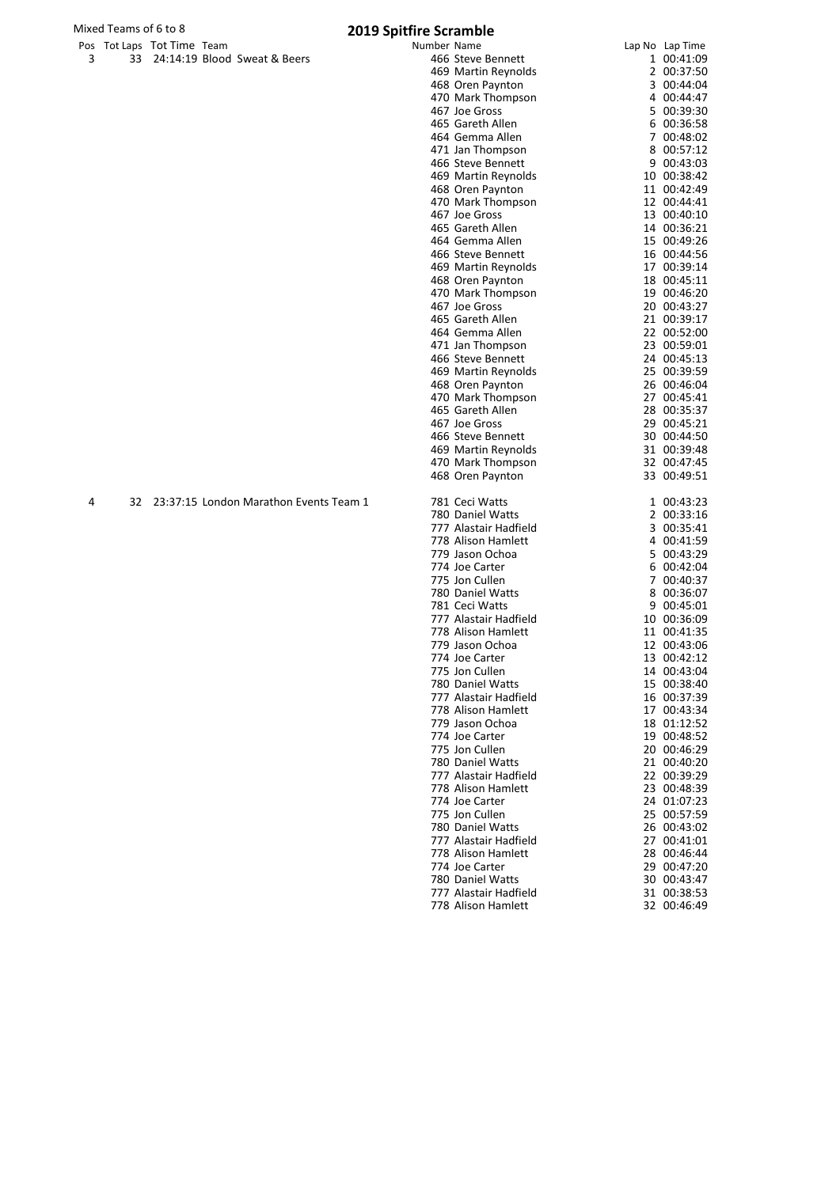Mixed Teams of 6 to 8

# 2019 Spitfire Scramble

| Pos | Tot Laps | Tot Time | Team | Number | Name | Lap No | Lap Time |
|---|---|---|---|---|---|---|---|
| 3 | 33 | 24:14:19 | Blood Sweat & Beers | 466 | Steve Bennett | 1 | 00:41:09 |
| | | | | 469 | Martin Reynolds | 2 | 00:37:50 |
| | | | | 468 | Oren Paynton | 3 | 00:44:04 |
| | | | | 470 | Mark Thompson | 4 | 00:44:47 |
| | | | | 467 | Joe Gross | 5 | 00:39:30 |
| | | | | 465 | Gareth Allen | 6 | 00:36:58 |
| | | | | 464 | Gemma Allen | 7 | 00:48:02 |
| | | | | 471 | Jan Thompson | 8 | 00:57:12 |
| | | | | 466 | Steve Bennett | 9 | 00:43:03 |
| | | | | 469 | Martin Reynolds | 10 | 00:38:42 |
| | | | | 468 | Oren Paynton | 11 | 00:42:49 |
| | | | | 470 | Mark Thompson | 12 | 00:44:41 |
| | | | | 467 | Joe Gross | 13 | 00:40:10 |
| | | | | 465 | Gareth Allen | 14 | 00:36:21 |
| | | | | 464 | Gemma Allen | 15 | 00:49:26 |
| | | | | 466 | Steve Bennett | 16 | 00:44:56 |
| | | | | 469 | Martin Reynolds | 17 | 00:39:14 |
| | | | | 468 | Oren Paynton | 18 | 00:45:11 |
| | | | | 470 | Mark Thompson | 19 | 00:46:20 |
| | | | | 467 | Joe Gross | 20 | 00:43:27 |
| | | | | 465 | Gareth Allen | 21 | 00:39:17 |
| | | | | 464 | Gemma Allen | 22 | 00:52:00 |
| | | | | 471 | Jan Thompson | 23 | 00:59:01 |
| | | | | 466 | Steve Bennett | 24 | 00:45:13 |
| | | | | 469 | Martin Reynolds | 25 | 00:39:59 |
| | | | | 468 | Oren Paynton | 26 | 00:46:04 |
| | | | | 470 | Mark Thompson | 27 | 00:45:41 |
| | | | | 465 | Gareth Allen | 28 | 00:35:37 |
| | | | | 467 | Joe Gross | 29 | 00:45:21 |
| | | | | 466 | Steve Bennett | 30 | 00:44:50 |
| | | | | 469 | Martin Reynolds | 31 | 00:39:48 |
| | | | | 470 | Mark Thompson | 32 | 00:47:45 |
| | | | | 468 | Oren Paynton | 33 | 00:49:51 |
| 4 | 32 | 23:37:15 | London Marathon Events Team 1 | 781 | Ceci Watts | 1 | 00:43:23 |
| | | | | 780 | Daniel Watts | 2 | 00:33:16 |
| | | | | 777 | Alastair Hadfield | 3 | 00:35:41 |
| | | | | 778 | Alison Hamlett | 4 | 00:41:59 |
| | | | | 779 | Jason Ochoa | 5 | 00:43:29 |
| | | | | 774 | Joe Carter | 6 | 00:42:04 |
| | | | | 775 | Jon Cullen | 7 | 00:40:37 |
| | | | | 780 | Daniel Watts | 8 | 00:36:07 |
| | | | | 781 | Ceci Watts | 9 | 00:45:01 |
| | | | | 777 | Alastair Hadfield | 10 | 00:36:09 |
| | | | | 778 | Alison Hamlett | 11 | 00:41:35 |
| | | | | 779 | Jason Ochoa | 12 | 00:43:06 |
| | | | | 774 | Joe Carter | 13 | 00:42:12 |
| | | | | 775 | Jon Cullen | 14 | 00:43:04 |
| | | | | 780 | Daniel Watts | 15 | 00:38:40 |
| | | | | 777 | Alastair Hadfield | 16 | 00:37:39 |
| | | | | 778 | Alison Hamlett | 17 | 00:43:34 |
| | | | | 779 | Jason Ochoa | 18 | 01:12:52 |
| | | | | 774 | Joe Carter | 19 | 00:48:52 |
| | | | | 775 | Jon Cullen | 20 | 00:46:29 |
| | | | | 780 | Daniel Watts | 21 | 00:40:20 |
| | | | | 777 | Alastair Hadfield | 22 | 00:39:29 |
| | | | | 778 | Alison Hamlett | 23 | 00:48:39 |
| | | | | 774 | Joe Carter | 24 | 01:07:23 |
| | | | | 775 | Jon Cullen | 25 | 00:57:59 |
| | | | | 780 | Daniel Watts | 26 | 00:43:02 |
| | | | | 777 | Alastair Hadfield | 27 | 00:41:01 |
| | | | | 778 | Alison Hamlett | 28 | 00:46:44 |
| | | | | 774 | Joe Carter | 29 | 00:47:20 |
| | | | | 780 | Daniel Watts | 30 | 00:43:47 |
| | | | | 777 | Alastair Hadfield | 31 | 00:38:53 |
| | | | | 778 | Alison Hamlett | 32 | 00:46:49 |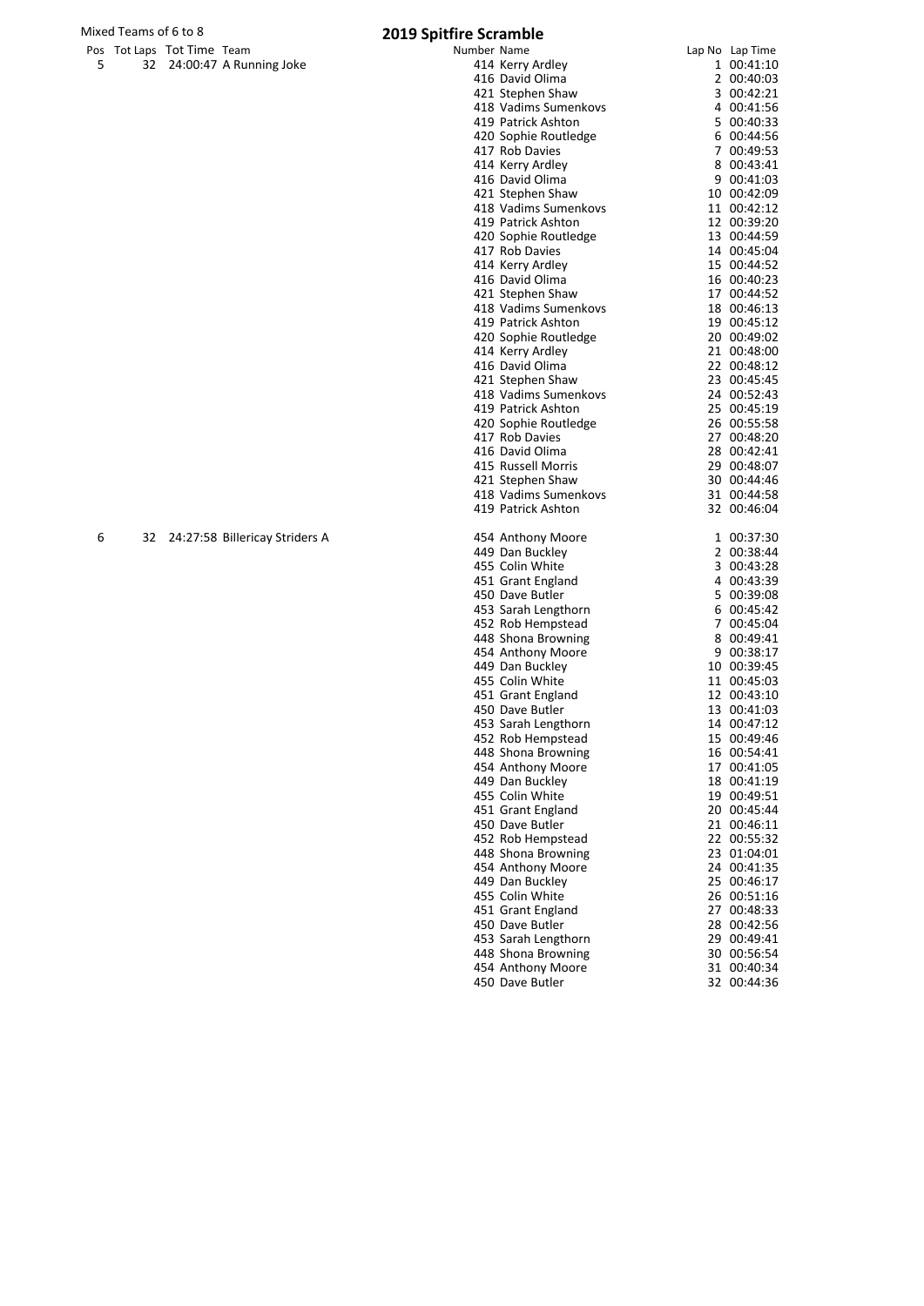Mixed Teams of 6 to 8

# 2019 Spitfire Scramble

| Pos | Tot Laps | Tot Time | Team | Number | Name | Lap No | Lap Time |
|---|---|---|---|---|---|---|---|
| 5 | 32 | 24:00:47 | A Running Joke | 414 | Kerry Ardley | 1 | 00:41:10 |
| | | | | 416 | David Olima | 2 | 00:40:03 |
| | | | | 421 | Stephen Shaw | 3 | 00:42:21 |
| | | | | 418 | Vadims Sumenkovs | 4 | 00:41:56 |
| | | | | 419 | Patrick Ashton | 5 | 00:40:33 |
| | | | | 420 | Sophie Routledge | 6 | 00:44:56 |
| | | | | 417 | Rob Davies | 7 | 00:49:53 |
| | | | | 414 | Kerry Ardley | 8 | 00:43:41 |
| | | | | 416 | David Olima | 9 | 00:41:03 |
| | | | | 421 | Stephen Shaw | 10 | 00:42:09 |
| | | | | 418 | Vadims Sumenkovs | 11 | 00:42:12 |
| | | | | 419 | Patrick Ashton | 12 | 00:39:20 |
| | | | | 420 | Sophie Routledge | 13 | 00:44:59 |
| | | | | 417 | Rob Davies | 14 | 00:45:04 |
| | | | | 414 | Kerry Ardley | 15 | 00:44:52 |
| | | | | 416 | David Olima | 16 | 00:40:23 |
| | | | | 421 | Stephen Shaw | 17 | 00:44:52 |
| | | | | 418 | Vadims Sumenkovs | 18 | 00:46:13 |
| | | | | 419 | Patrick Ashton | 19 | 00:45:12 |
| | | | | 420 | Sophie Routledge | 20 | 00:49:02 |
| | | | | 414 | Kerry Ardley | 21 | 00:48:00 |
| | | | | 416 | David Olima | 22 | 00:48:12 |
| | | | | 421 | Stephen Shaw | 23 | 00:45:45 |
| | | | | 418 | Vadims Sumenkovs | 24 | 00:52:43 |
| | | | | 419 | Patrick Ashton | 25 | 00:45:19 |
| | | | | 420 | Sophie Routledge | 26 | 00:55:58 |
| | | | | 417 | Rob Davies | 27 | 00:48:20 |
| | | | | 416 | David Olima | 28 | 00:42:41 |
| | | | | 415 | Russell Morris | 29 | 00:48:07 |
| | | | | 421 | Stephen Shaw | 30 | 00:44:46 |
| | | | | 418 | Vadims Sumenkovs | 31 | 00:44:58 |
| | | | | 419 | Patrick Ashton | 32 | 00:46:04 |
| 6 | 32 | 24:27:58 | Billericay Striders A | 454 | Anthony Moore | 1 | 00:37:30 |
| | | | | 449 | Dan Buckley | 2 | 00:38:44 |
| | | | | 455 | Colin White | 3 | 00:43:28 |
| | | | | 451 | Grant England | 4 | 00:43:39 |
| | | | | 450 | Dave Butler | 5 | 00:39:08 |
| | | | | 453 | Sarah Lengthorn | 6 | 00:45:42 |
| | | | | 452 | Rob Hempstead | 7 | 00:45:04 |
| | | | | 448 | Shona Browning | 8 | 00:49:41 |
| | | | | 454 | Anthony Moore | 9 | 00:38:17 |
| | | | | 449 | Dan Buckley | 10 | 00:39:45 |
| | | | | 455 | Colin White | 11 | 00:45:03 |
| | | | | 451 | Grant England | 12 | 00:43:10 |
| | | | | 450 | Dave Butler | 13 | 00:41:03 |
| | | | | 453 | Sarah Lengthorn | 14 | 00:47:12 |
| | | | | 452 | Rob Hempstead | 15 | 00:49:46 |
| | | | | 448 | Shona Browning | 16 | 00:54:41 |
| | | | | 454 | Anthony Moore | 17 | 00:41:05 |
| | | | | 449 | Dan Buckley | 18 | 00:41:19 |
| | | | | 455 | Colin White | 19 | 00:49:51 |
| | | | | 451 | Grant England | 20 | 00:45:44 |
| | | | | 450 | Dave Butler | 21 | 00:46:11 |
| | | | | 452 | Rob Hempstead | 22 | 00:55:32 |
| | | | | 448 | Shona Browning | 23 | 01:04:01 |
| | | | | 454 | Anthony Moore | 24 | 00:41:35 |
| | | | | 449 | Dan Buckley | 25 | 00:46:17 |
| | | | | 455 | Colin White | 26 | 00:51:16 |
| | | | | 451 | Grant England | 27 | 00:48:33 |
| | | | | 450 | Dave Butler | 28 | 00:42:56 |
| | | | | 453 | Sarah Lengthorn | 29 | 00:49:41 |
| | | | | 448 | Shona Browning | 30 | 00:56:54 |
| | | | | 454 | Anthony Moore | 31 | 00:40:34 |
| | | | | 450 | Dave Butler | 32 | 00:44:36 |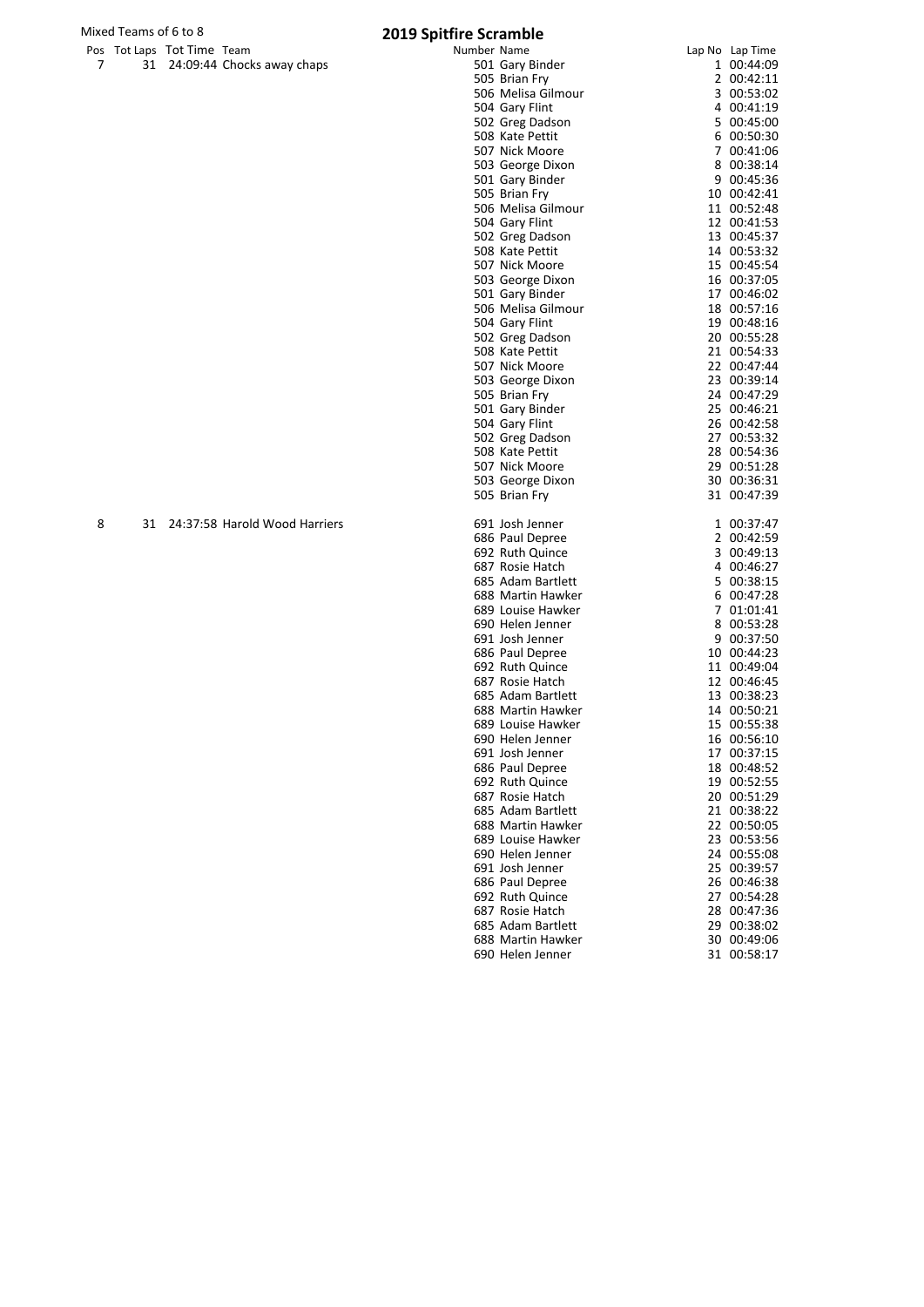Mixed Teams of 6 to 8

# 2019 Spitfire Scramble

| Pos | Tot Laps | Tot Time | Team | Number | Name | Lap No | Lap Time |
|---|---|---|---|---|---|---|---|
| 7 | 31 | 24:09:44 | Chocks away chaps | 501 | Gary Binder | 1 | 00:44:09 |
| | | | | 505 | Brian Fry | 2 | 00:42:11 |
| | | | | 506 | Melisa Gilmour | 3 | 00:53:02 |
| | | | | 504 | Gary Flint | 4 | 00:41:19 |
| | | | | 502 | Greg Dadson | 5 | 00:45:00 |
| | | | | 508 | Kate Pettit | 6 | 00:50:30 |
| | | | | 507 | Nick Moore | 7 | 00:41:06 |
| | | | | 503 | George Dixon | 8 | 00:38:14 |
| | | | | 501 | Gary Binder | 9 | 00:45:36 |
| | | | | 505 | Brian Fry | 10 | 00:42:41 |
| | | | | 506 | Melisa Gilmour | 11 | 00:52:48 |
| | | | | 504 | Gary Flint | 12 | 00:41:53 |
| | | | | 502 | Greg Dadson | 13 | 00:45:37 |
| | | | | 508 | Kate Pettit | 14 | 00:53:32 |
| | | | | 507 | Nick Moore | 15 | 00:45:54 |
| | | | | 503 | George Dixon | 16 | 00:37:05 |
| | | | | 501 | Gary Binder | 17 | 00:46:02 |
| | | | | 506 | Melisa Gilmour | 18 | 00:57:16 |
| | | | | 504 | Gary Flint | 19 | 00:48:16 |
| | | | | 502 | Greg Dadson | 20 | 00:55:28 |
| | | | | 508 | Kate Pettit | 21 | 00:54:33 |
| | | | | 507 | Nick Moore | 22 | 00:47:44 |
| | | | | 503 | George Dixon | 23 | 00:39:14 |
| | | | | 505 | Brian Fry | 24 | 00:47:29 |
| | | | | 501 | Gary Binder | 25 | 00:46:21 |
| | | | | 504 | Gary Flint | 26 | 00:42:58 |
| | | | | 502 | Greg Dadson | 27 | 00:53:32 |
| | | | | 508 | Kate Pettit | 28 | 00:54:36 |
| | | | | 507 | Nick Moore | 29 | 00:51:28 |
| | | | | 503 | George Dixon | 30 | 00:36:31 |
| | | | | 505 | Brian Fry | 31 | 00:47:39 |
| 8 | 31 | 24:37:58 | Harold Wood Harriers | 691 | Josh Jenner | 1 | 00:37:47 |
| | | | | 686 | Paul Depree | 2 | 00:42:59 |
| | | | | 692 | Ruth Quince | 3 | 00:49:13 |
| | | | | 687 | Rosie Hatch | 4 | 00:46:27 |
| | | | | 685 | Adam Bartlett | 5 | 00:38:15 |
| | | | | 688 | Martin Hawker | 6 | 00:47:28 |
| | | | | 689 | Louise Hawker | 7 | 01:01:41 |
| | | | | 690 | Helen Jenner | 8 | 00:53:28 |
| | | | | 691 | Josh Jenner | 9 | 00:37:50 |
| | | | | 686 | Paul Depree | 10 | 00:44:23 |
| | | | | 692 | Ruth Quince | 11 | 00:49:04 |
| | | | | 687 | Rosie Hatch | 12 | 00:46:45 |
| | | | | 685 | Adam Bartlett | 13 | 00:38:23 |
| | | | | 688 | Martin Hawker | 14 | 00:50:21 |
| | | | | 689 | Louise Hawker | 15 | 00:55:38 |
| | | | | 690 | Helen Jenner | 16 | 00:56:10 |
| | | | | 691 | Josh Jenner | 17 | 00:37:15 |
| | | | | 686 | Paul Depree | 18 | 00:48:52 |
| | | | | 692 | Ruth Quince | 19 | 00:52:55 |
| | | | | 687 | Rosie Hatch | 20 | 00:51:29 |
| | | | | 685 | Adam Bartlett | 21 | 00:38:22 |
| | | | | 688 | Martin Hawker | 22 | 00:50:05 |
| | | | | 689 | Louise Hawker | 23 | 00:53:56 |
| | | | | 690 | Helen Jenner | 24 | 00:55:08 |
| | | | | 691 | Josh Jenner | 25 | 00:39:57 |
| | | | | 686 | Paul Depree | 26 | 00:46:38 |
| | | | | 692 | Ruth Quince | 27 | 00:54:28 |
| | | | | 687 | Rosie Hatch | 28 | 00:47:36 |
| | | | | 685 | Adam Bartlett | 29 | 00:38:02 |
| | | | | 688 | Martin Hawker | 30 | 00:49:06 |
| | | | | 690 | Helen Jenner | 31 | 00:58:17 |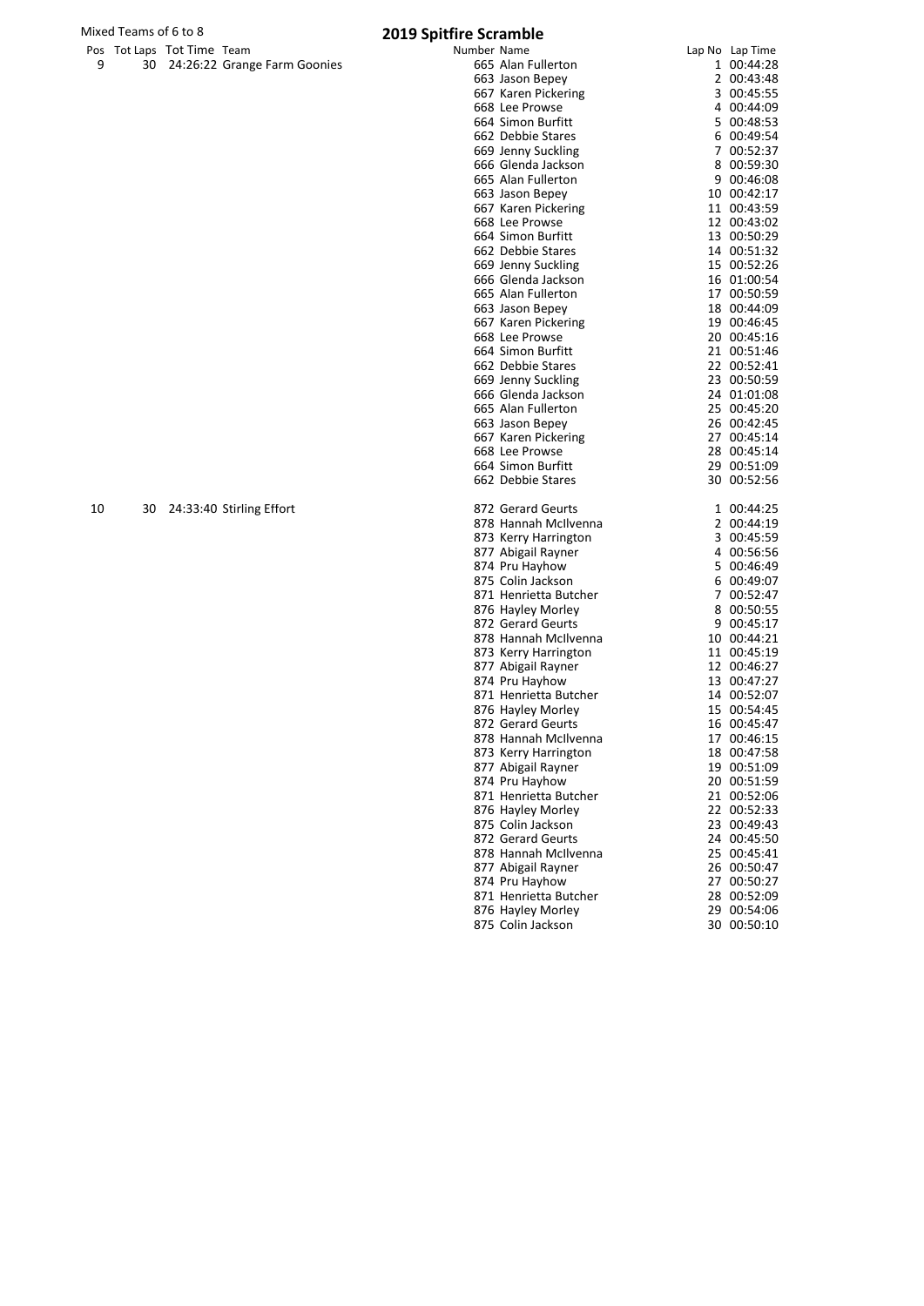Mixed Teams of 6 to 8

# 2019 Spitfire Scramble

| Pos | Tot Laps | Tot Time | Team | Number | Name | Lap No | Lap Time |
|---|---|---|---|---|---|---|---|
| 9 | 30 | 24:26:22 | Grange Farm Goonies | 665 | Alan Fullerton | 1 | 00:44:28 |
| | | | | 663 | Jason Bepey | 2 | 00:43:48 |
| | | | | 667 | Karen Pickering | 3 | 00:45:55 |
| | | | | 668 | Lee Prowse | 4 | 00:44:09 |
| | | | | 664 | Simon Burfitt | 5 | 00:48:53 |
| | | | | 662 | Debbie Stares | 6 | 00:49:54 |
| | | | | 669 | Jenny Suckling | 7 | 00:52:37 |
| | | | | 666 | Glenda Jackson | 8 | 00:59:30 |
| | | | | 665 | Alan Fullerton | 9 | 00:46:08 |
| | | | | 663 | Jason Bepey | 10 | 00:42:17 |
| | | | | 667 | Karen Pickering | 11 | 00:43:59 |
| | | | | 668 | Lee Prowse | 12 | 00:43:02 |
| | | | | 664 | Simon Burfitt | 13 | 00:50:29 |
| | | | | 662 | Debbie Stares | 14 | 00:51:32 |
| | | | | 669 | Jenny Suckling | 15 | 00:52:26 |
| | | | | 666 | Glenda Jackson | 16 | 01:00:54 |
| | | | | 665 | Alan Fullerton | 17 | 00:50:59 |
| | | | | 663 | Jason Bepey | 18 | 00:44:09 |
| | | | | 667 | Karen Pickering | 19 | 00:46:45 |
| | | | | 668 | Lee Prowse | 20 | 00:45:16 |
| | | | | 664 | Simon Burfitt | 21 | 00:51:46 |
| | | | | 662 | Debbie Stares | 22 | 00:52:41 |
| | | | | 669 | Jenny Suckling | 23 | 00:50:59 |
| | | | | 666 | Glenda Jackson | 24 | 01:01:08 |
| | | | | 665 | Alan Fullerton | 25 | 00:45:20 |
| | | | | 663 | Jason Bepey | 26 | 00:42:45 |
| | | | | 667 | Karen Pickering | 27 | 00:45:14 |
| | | | | 668 | Lee Prowse | 28 | 00:45:14 |
| | | | | 664 | Simon Burfitt | 29 | 00:51:09 |
| | | | | 662 | Debbie Stares | 30 | 00:52:56 |
| 10 | 30 | 24:33:40 | Stirling Effort | 872 | Gerard Geurts | 1 | 00:44:25 |
| | | | | 878 | Hannah McIlvenna | 2 | 00:44:19 |
| | | | | 873 | Kerry Harrington | 3 | 00:45:59 |
| | | | | 877 | Abigail Rayner | 4 | 00:56:56 |
| | | | | 874 | Pru Hayhow | 5 | 00:46:49 |
| | | | | 875 | Colin Jackson | 6 | 00:49:07 |
| | | | | 871 | Henrietta Butcher | 7 | 00:52:47 |
| | | | | 876 | Hayley Morley | 8 | 00:50:55 |
| | | | | 872 | Gerard Geurts | 9 | 00:45:17 |
| | | | | 878 | Hannah McIlvenna | 10 | 00:44:21 |
| | | | | 873 | Kerry Harrington | 11 | 00:45:19 |
| | | | | 877 | Abigail Rayner | 12 | 00:46:27 |
| | | | | 874 | Pru Hayhow | 13 | 00:47:27 |
| | | | | 871 | Henrietta Butcher | 14 | 00:52:07 |
| | | | | 876 | Hayley Morley | 15 | 00:54:45 |
| | | | | 872 | Gerard Geurts | 16 | 00:45:47 |
| | | | | 878 | Hannah McIlvenna | 17 | 00:46:15 |
| | | | | 873 | Kerry Harrington | 18 | 00:47:58 |
| | | | | 877 | Abigail Rayner | 19 | 00:51:09 |
| | | | | 874 | Pru Hayhow | 20 | 00:51:59 |
| | | | | 871 | Henrietta Butcher | 21 | 00:52:06 |
| | | | | 876 | Hayley Morley | 22 | 00:52:33 |
| | | | | 875 | Colin Jackson | 23 | 00:49:43 |
| | | | | 872 | Gerard Geurts | 24 | 00:45:50 |
| | | | | 878 | Hannah McIlvenna | 25 | 00:45:41 |
| | | | | 877 | Abigail Rayner | 26 | 00:50:47 |
| | | | | 874 | Pru Hayhow | 27 | 00:50:27 |
| | | | | 871 | Henrietta Butcher | 28 | 00:52:09 |
| | | | | 876 | Hayley Morley | 29 | 00:54:06 |
| | | | | 875 | Colin Jackson | 30 | 00:50:10 |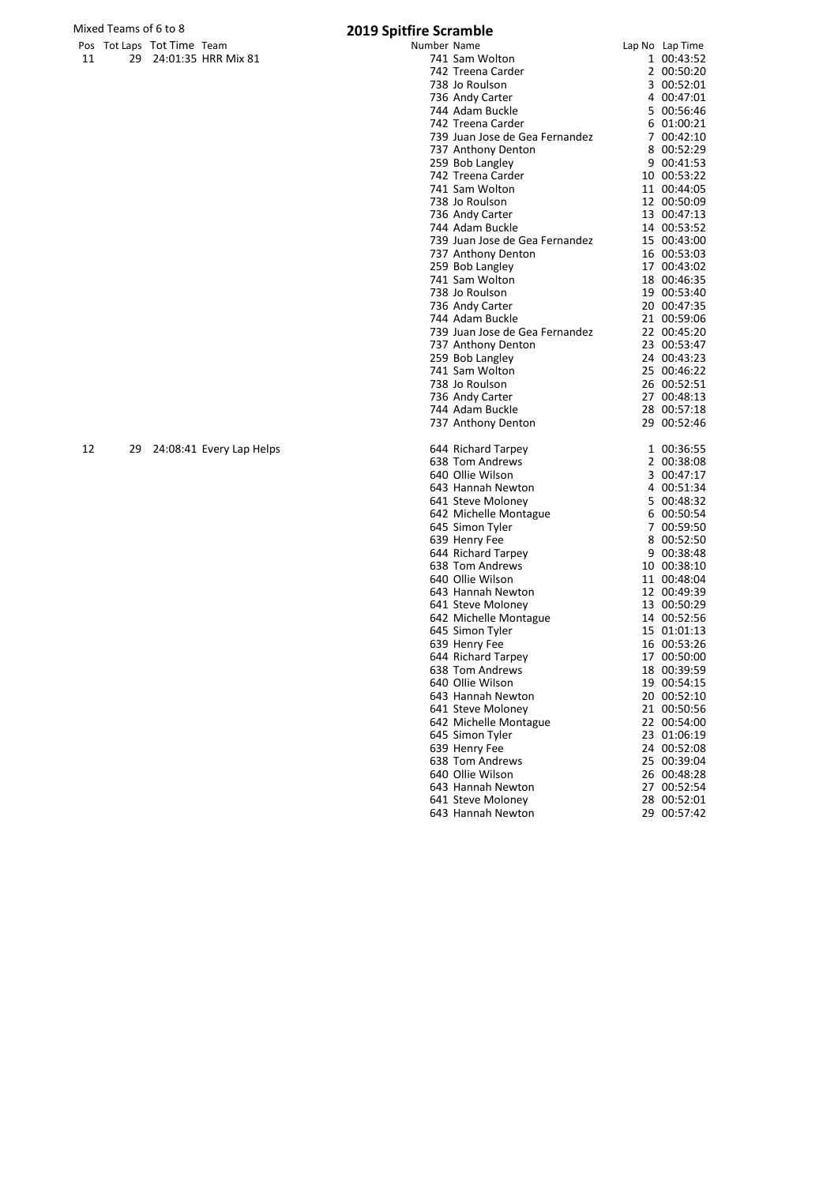Mixed Teams of 6 to 8

# 2019 Spitfire Scramble

| Pos | Tot Laps | Tot Time | Team | Number | Name | Lap No | Lap Time |
|---|---|---|---|---|---|---|---|
| 11 | 29 | 24:01:35 | HRR Mix 81 | 741 | Sam Wolton | 1 | 00:43:52 |
| | | | | 742 | Treena Carder | 2 | 00:50:20 |
| | | | | 738 | Jo Roulson | 3 | 00:52:01 |
| | | | | 736 | Andy Carter | 4 | 00:47:01 |
| | | | | 744 | Adam Buckle | 5 | 00:56:46 |
| | | | | 742 | Treena Carder | 6 | 01:00:21 |
| | | | | 739 | Juan Jose de Gea Fernandez | 7 | 00:42:10 |
| | | | | 737 | Anthony Denton | 8 | 00:52:29 |
| | | | | 259 | Bob Langley | 9 | 00:41:53 |
| | | | | 742 | Treena Carder | 10 | 00:53:22 |
| | | | | 741 | Sam Wolton | 11 | 00:44:05 |
| | | | | 738 | Jo Roulson | 12 | 00:50:09 |
| | | | | 736 | Andy Carter | 13 | 00:47:13 |
| | | | | 744 | Adam Buckle | 14 | 00:53:52 |
| | | | | 739 | Juan Jose de Gea Fernandez | 15 | 00:43:00 |
| | | | | 737 | Anthony Denton | 16 | 00:53:03 |
| | | | | 259 | Bob Langley | 17 | 00:43:02 |
| | | | | 741 | Sam Wolton | 18 | 00:46:35 |
| | | | | 738 | Jo Roulson | 19 | 00:53:40 |
| | | | | 736 | Andy Carter | 20 | 00:47:35 |
| | | | | 744 | Adam Buckle | 21 | 00:59:06 |
| | | | | 739 | Juan Jose de Gea Fernandez | 22 | 00:45:20 |
| | | | | 737 | Anthony Denton | 23 | 00:53:47 |
| | | | | 259 | Bob Langley | 24 | 00:43:23 |
| | | | | 741 | Sam Wolton | 25 | 00:46:22 |
| | | | | 738 | Jo Roulson | 26 | 00:52:51 |
| | | | | 736 | Andy Carter | 27 | 00:48:13 |
| | | | | 744 | Adam Buckle | 28 | 00:57:18 |
| | | | | 737 | Anthony Denton | 29 | 00:52:46 |
| 12 | 29 | 24:08:41 | Every Lap Helps | 644 | Richard Tarpey | 1 | 00:36:55 |
| | | | | 638 | Tom Andrews | 2 | 00:38:08 |
| | | | | 640 | Ollie Wilson | 3 | 00:47:17 |
| | | | | 643 | Hannah Newton | 4 | 00:51:34 |
| | | | | 641 | Steve Moloney | 5 | 00:48:32 |
| | | | | 642 | Michelle Montague | 6 | 00:50:54 |
| | | | | 645 | Simon Tyler | 7 | 00:59:50 |
| | | | | 639 | Henry Fee | 8 | 00:52:50 |
| | | | | 644 | Richard Tarpey | 9 | 00:38:48 |
| | | | | 638 | Tom Andrews | 10 | 00:38:10 |
| | | | | 640 | Ollie Wilson | 11 | 00:48:04 |
| | | | | 643 | Hannah Newton | 12 | 00:49:39 |
| | | | | 641 | Steve Moloney | 13 | 00:50:29 |
| | | | | 642 | Michelle Montague | 14 | 00:52:56 |
| | | | | 645 | Simon Tyler | 15 | 01:01:13 |
| | | | | 639 | Henry Fee | 16 | 00:53:26 |
| | | | | 644 | Richard Tarpey | 17 | 00:50:00 |
| | | | | 638 | Tom Andrews | 18 | 00:39:59 |
| | | | | 640 | Ollie Wilson | 19 | 00:54:15 |
| | | | | 643 | Hannah Newton | 20 | 00:52:10 |
| | | | | 641 | Steve Moloney | 21 | 00:50:56 |
| | | | | 642 | Michelle Montague | 22 | 00:54:00 |
| | | | | 645 | Simon Tyler | 23 | 01:06:19 |
| | | | | 639 | Henry Fee | 24 | 00:52:08 |
| | | | | 638 | Tom Andrews | 25 | 00:39:04 |
| | | | | 640 | Ollie Wilson | 26 | 00:48:28 |
| | | | | 643 | Hannah Newton | 27 | 00:52:54 |
| | | | | 641 | Steve Moloney | 28 | 00:52:01 |
| | | | | 643 | Hannah Newton | 29 | 00:57:42 |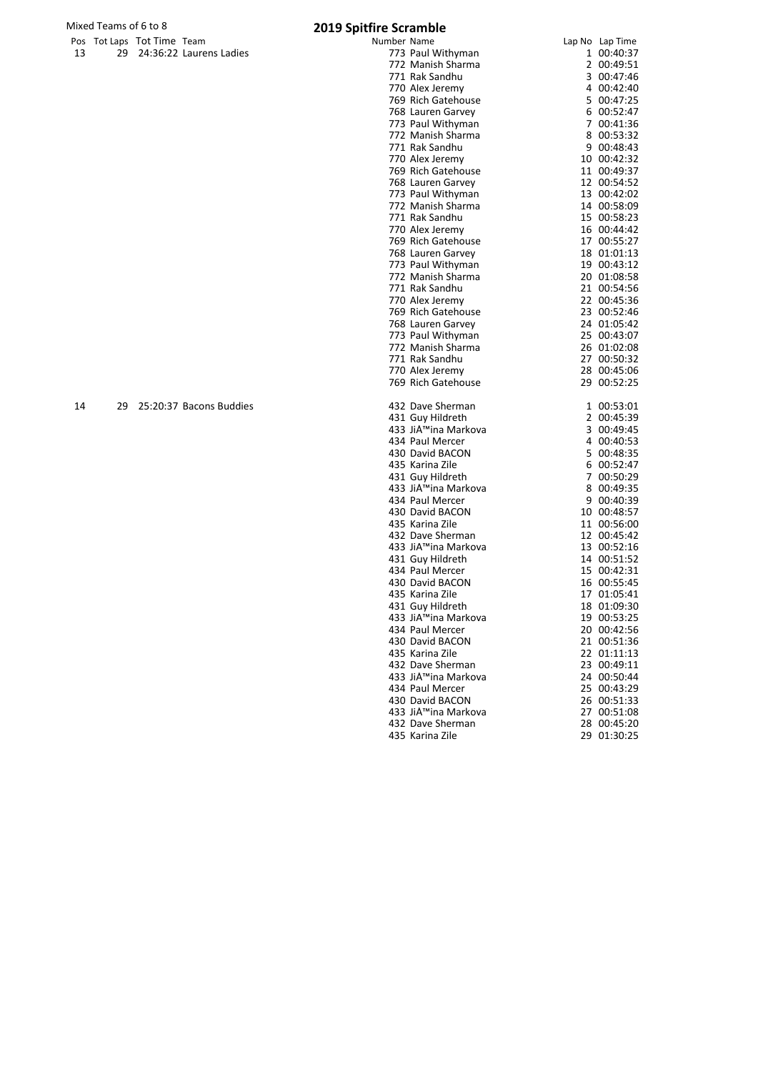Mixed Teams of 6 to 8

# 2019 Spitfire Scramble

| Pos | Tot Laps | Tot Time | Team | Number | Name | Lap No | Lap Time |
|---|---|---|---|---|---|---|---|
| 13 | 29 | 24:36:22 | Laurens Ladies | 773 | Paul Withyman | 1 | 00:40:37 |
| | | | | 772 | Manish Sharma | 2 | 00:49:51 |
| | | | | 771 | Rak Sandhu | 3 | 00:47:46 |
| | | | | 770 | Alex Jeremy | 4 | 00:42:40 |
| | | | | 769 | Rich Gatehouse | 5 | 00:47:25 |
| | | | | 768 | Lauren Garvey | 6 | 00:52:47 |
| | | | | 773 | Paul Withyman | 7 | 00:41:36 |
| | | | | 772 | Manish Sharma | 8 | 00:53:32 |
| | | | | 771 | Rak Sandhu | 9 | 00:48:43 |
| | | | | 770 | Alex Jeremy | 10 | 00:42:32 |
| | | | | 769 | Rich Gatehouse | 11 | 00:49:37 |
| | | | | 768 | Lauren Garvey | 12 | 00:54:52 |
| | | | | 773 | Paul Withyman | 13 | 00:42:02 |
| | | | | 772 | Manish Sharma | 14 | 00:58:09 |
| | | | | 771 | Rak Sandhu | 15 | 00:58:23 |
| | | | | 770 | Alex Jeremy | 16 | 00:44:42 |
| | | | | 769 | Rich Gatehouse | 17 | 00:55:27 |
| | | | | 768 | Lauren Garvey | 18 | 01:01:13 |
| | | | | 773 | Paul Withyman | 19 | 00:43:12 |
| | | | | 772 | Manish Sharma | 20 | 01:08:58 |
| | | | | 771 | Rak Sandhu | 21 | 00:54:56 |
| | | | | 770 | Alex Jeremy | 22 | 00:45:36 |
| | | | | 769 | Rich Gatehouse | 23 | 00:52:46 |
| | | | | 768 | Lauren Garvey | 24 | 01:05:42 |
| | | | | 773 | Paul Withyman | 25 | 00:43:07 |
| | | | | 772 | Manish Sharma | 26 | 01:02:08 |
| | | | | 771 | Rak Sandhu | 27 | 00:50:32 |
| | | | | 770 | Alex Jeremy | 28 | 00:45:06 |
| | | | | 769 | Rich Gatehouse | 29 | 00:52:25 |
| 14 | 29 | 25:20:37 | Bacons Buddies | 432 | Dave Sherman | 1 | 00:53:01 |
| | | | | 431 | Guy Hildreth | 2 | 00:45:39 |
| | | | | 433 | JiÅ™ina Markova | 3 | 00:49:45 |
| | | | | 434 | Paul Mercer | 4 | 00:40:53 |
| | | | | 430 | David BACON | 5 | 00:48:35 |
| | | | | 435 | Karina Zile | 6 | 00:52:47 |
| | | | | 431 | Guy Hildreth | 7 | 00:50:29 |
| | | | | 433 | JiÅ™ina Markova | 8 | 00:49:35 |
| | | | | 434 | Paul Mercer | 9 | 00:40:39 |
| | | | | 430 | David BACON | 10 | 00:48:57 |
| | | | | 435 | Karina Zile | 11 | 00:56:00 |
| | | | | 432 | Dave Sherman | 12 | 00:45:42 |
| | | | | 433 | JiÅ™ina Markova | 13 | 00:52:16 |
| | | | | 431 | Guy Hildreth | 14 | 00:51:52 |
| | | | | 434 | Paul Mercer | 15 | 00:42:31 |
| | | | | 430 | David BACON | 16 | 00:55:45 |
| | | | | 435 | Karina Zile | 17 | 01:05:41 |
| | | | | 431 | Guy Hildreth | 18 | 01:09:30 |
| | | | | 433 | JiÅ™ina Markova | 19 | 00:53:25 |
| | | | | 434 | Paul Mercer | 20 | 00:42:56 |
| | | | | 430 | David BACON | 21 | 00:51:36 |
| | | | | 435 | Karina Zile | 22 | 01:11:13 |
| | | | | 432 | Dave Sherman | 23 | 00:49:11 |
| | | | | 433 | JiÅ™ina Markova | 24 | 00:50:44 |
| | | | | 434 | Paul Mercer | 25 | 00:43:29 |
| | | | | 430 | David BACON | 26 | 00:51:33 |
| | | | | 433 | JiÅ™ina Markova | 27 | 00:51:08 |
| | | | | 432 | Dave Sherman | 28 | 00:45:20 |
| | | | | 435 | Karina Zile | 29 | 01:30:25 |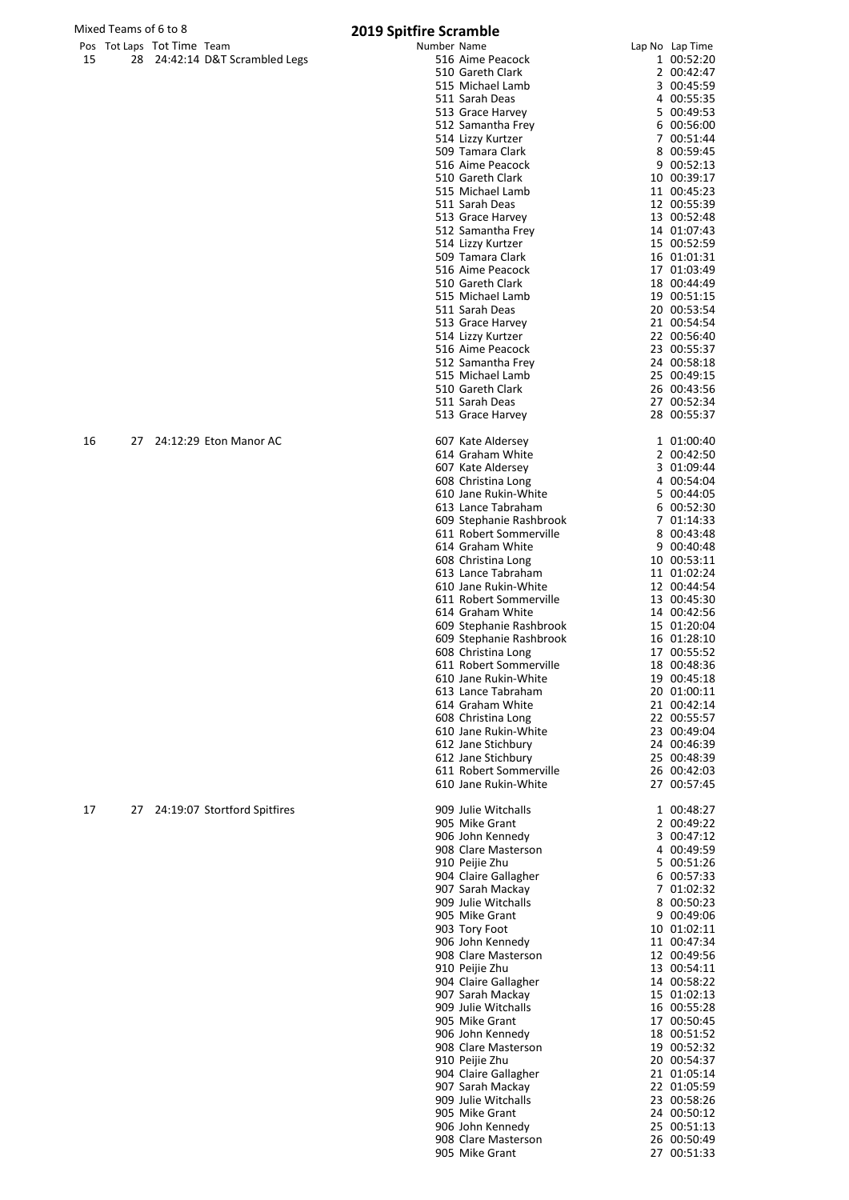Mixed Teams of 6 to 8

# 2019 Spitfire Scramble

| Pos | Tot Laps | Tot Time | Team | Number | Name | Lap No | Lap Time |
|---|---|---|---|---|---|---|---|
| 15 | 28 | 24:42:14 | D&T Scrambled Legs | 516 | Aime Peacock | 1 | 00:52:20 |
| | | | | 510 | Gareth Clark | 2 | 00:42:47 |
| | | | | 515 | Michael Lamb | 3 | 00:45:59 |
| | | | | 511 | Sarah Deas | 4 | 00:55:35 |
| | | | | 513 | Grace Harvey | 5 | 00:49:53 |
| | | | | 512 | Samantha Frey | 6 | 00:56:00 |
| | | | | 514 | Lizzy Kurtzer | 7 | 00:51:44 |
| | | | | 509 | Tamara Clark | 8 | 00:59:45 |
| | | | | 516 | Aime Peacock | 9 | 00:52:13 |
| | | | | 510 | Gareth Clark | 10 | 00:39:17 |
| | | | | 515 | Michael Lamb | 11 | 00:45:23 |
| | | | | 511 | Sarah Deas | 12 | 00:55:39 |
| | | | | 513 | Grace Harvey | 13 | 00:52:48 |
| | | | | 512 | Samantha Frey | 14 | 01:07:43 |
| | | | | 514 | Lizzy Kurtzer | 15 | 00:52:59 |
| | | | | 509 | Tamara Clark | 16 | 01:01:31 |
| | | | | 516 | Aime Peacock | 17 | 01:03:49 |
| | | | | 510 | Gareth Clark | 18 | 00:44:49 |
| | | | | 515 | Michael Lamb | 19 | 00:51:15 |
| | | | | 511 | Sarah Deas | 20 | 00:53:54 |
| | | | | 513 | Grace Harvey | 21 | 00:54:54 |
| | | | | 514 | Lizzy Kurtzer | 22 | 00:56:40 |
| | | | | 516 | Aime Peacock | 23 | 00:55:37 |
| | | | | 512 | Samantha Frey | 24 | 00:58:18 |
| | | | | 515 | Michael Lamb | 25 | 00:49:15 |
| | | | | 510 | Gareth Clark | 26 | 00:43:56 |
| | | | | 511 | Sarah Deas | 27 | 00:52:34 |
| | | | | 513 | Grace Harvey | 28 | 00:55:37 |
| 16 | 27 | 24:12:29 | Eton Manor AC | 607 | Kate Aldersey | 1 | 01:00:40 |
| | | | | 614 | Graham White | 2 | 00:42:50 |
| | | | | 607 | Kate Aldersey | 3 | 01:09:44 |
| | | | | 608 | Christina Long | 4 | 00:54:04 |
| | | | | 610 | Jane Rukin-White | 5 | 00:44:05 |
| | | | | 613 | Lance Tabraham | 6 | 00:52:30 |
| | | | | 609 | Stephanie Rashbrook | 7 | 01:14:33 |
| | | | | 611 | Robert Sommerville | 8 | 00:43:48 |
| | | | | 614 | Graham White | 9 | 00:40:48 |
| | | | | 608 | Christina Long | 10 | 00:53:11 |
| | | | | 613 | Lance Tabraham | 11 | 01:02:24 |
| | | | | 610 | Jane Rukin-White | 12 | 00:44:54 |
| | | | | 611 | Robert Sommerville | 13 | 00:45:30 |
| | | | | 614 | Graham White | 14 | 00:42:56 |
| | | | | 609 | Stephanie Rashbrook | 15 | 01:20:04 |
| | | | | 609 | Stephanie Rashbrook | 16 | 01:28:10 |
| | | | | 608 | Christina Long | 17 | 00:55:52 |
| | | | | 611 | Robert Sommerville | 18 | 00:48:36 |
| | | | | 610 | Jane Rukin-White | 19 | 00:45:18 |
| | | | | 613 | Lance Tabraham | 20 | 01:00:11 |
| | | | | 614 | Graham White | 21 | 00:42:14 |
| | | | | 608 | Christina Long | 22 | 00:55:57 |
| | | | | 610 | Jane Rukin-White | 23 | 00:49:04 |
| | | | | 612 | Jane Stichbury | 24 | 00:46:39 |
| | | | | 612 | Jane Stichbury | 25 | 00:48:39 |
| | | | | 611 | Robert Sommerville | 26 | 00:42:03 |
| | | | | 610 | Jane Rukin-White | 27 | 00:57:45 |
| 17 | 27 | 24:19:07 | Stortford Spitfires | 909 | Julie Witchalls | 1 | 00:48:27 |
| | | | | 905 | Mike Grant | 2 | 00:49:22 |
| | | | | 906 | John Kennedy | 3 | 00:47:12 |
| | | | | 908 | Clare Masterson | 4 | 00:49:59 |
| | | | | 910 | Peijie Zhu | 5 | 00:51:26 |
| | | | | 904 | Claire Gallagher | 6 | 00:57:33 |
| | | | | 907 | Sarah Mackay | 7 | 01:02:32 |
| | | | | 909 | Julie Witchalls | 8 | 00:50:23 |
| | | | | 905 | Mike Grant | 9 | 00:49:06 |
| | | | | 903 | Tory Foot | 10 | 01:02:11 |
| | | | | 906 | John Kennedy | 11 | 00:47:34 |
| | | | | 908 | Clare Masterson | 12 | 00:49:56 |
| | | | | 910 | Peijie Zhu | 13 | 00:54:11 |
| | | | | 904 | Claire Gallagher | 14 | 00:58:22 |
| | | | | 907 | Sarah Mackay | 15 | 01:02:13 |
| | | | | 909 | Julie Witchalls | 16 | 00:55:28 |
| | | | | 905 | Mike Grant | 17 | 00:50:45 |
| | | | | 906 | John Kennedy | 18 | 00:51:52 |
| | | | | 908 | Clare Masterson | 19 | 00:52:32 |
| | | | | 910 | Peijie Zhu | 20 | 00:54:37 |
| | | | | 904 | Claire Gallagher | 21 | 01:05:14 |
| | | | | 907 | Sarah Mackay | 22 | 01:05:59 |
| | | | | 909 | Julie Witchalls | 23 | 00:58:26 |
| | | | | 905 | Mike Grant | 24 | 00:50:12 |
| | | | | 906 | John Kennedy | 25 | 00:51:13 |
| | | | | 908 | Clare Masterson | 26 | 00:50:49 |
| | | | | 905 | Mike Grant | 27 | 00:51:33 |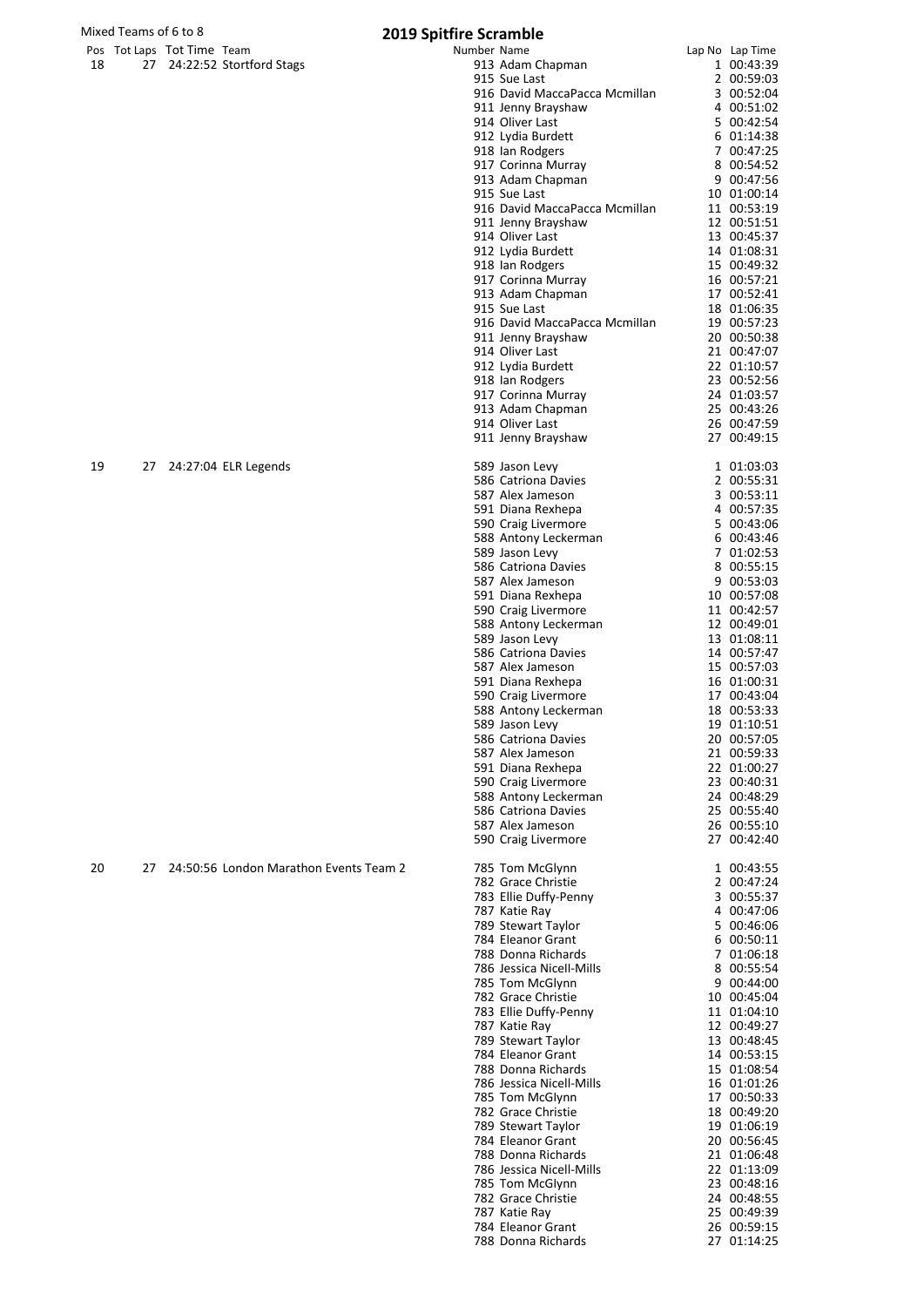Mixed Teams of 6 to 8

# 2019 Spitfire Scramble

| Pos | Tot Laps | Tot Time | Team | Number | Name | Lap No | Lap Time |
|---|---|---|---|---|---|---|---|
| 18 | 27 | 24:22:52 | Stortford Stags | 913 | Adam Chapman | 1 | 00:43:39 |
| | | | | 915 | Sue Last | 2 | 00:59:03 |
| | | | | 916 | David MaccaPacca Mcmillan | 3 | 00:52:04 |
| | | | | 911 | Jenny Brayshaw | 4 | 00:51:02 |
| | | | | 914 | Oliver Last | 5 | 00:42:54 |
| | | | | 912 | Lydia Burdett | 6 | 01:14:38 |
| | | | | 918 | Ian Rodgers | 7 | 00:47:25 |
| | | | | 917 | Corinna Murray | 8 | 00:54:52 |
| | | | | 913 | Adam Chapman | 9 | 00:47:56 |
| | | | | 915 | Sue Last | 10 | 01:00:14 |
| | | | | 916 | David MaccaPacca Mcmillan | 11 | 00:53:19 |
| | | | | 911 | Jenny Brayshaw | 12 | 00:51:51 |
| | | | | 914 | Oliver Last | 13 | 00:45:37 |
| | | | | 912 | Lydia Burdett | 14 | 01:08:31 |
| | | | | 918 | Ian Rodgers | 15 | 00:49:32 |
| | | | | 917 | Corinna Murray | 16 | 00:57:21 |
| | | | | 913 | Adam Chapman | 17 | 00:52:41 |
| | | | | 915 | Sue Last | 18 | 01:06:35 |
| | | | | 916 | David MaccaPacca Mcmillan | 19 | 00:57:23 |
| | | | | 911 | Jenny Brayshaw | 20 | 00:50:38 |
| | | | | 914 | Oliver Last | 21 | 00:47:07 |
| | | | | 912 | Lydia Burdett | 22 | 01:10:57 |
| | | | | 918 | Ian Rodgers | 23 | 00:52:56 |
| | | | | 917 | Corinna Murray | 24 | 01:03:57 |
| | | | | 913 | Adam Chapman | 25 | 00:43:26 |
| | | | | 914 | Oliver Last | 26 | 00:47:59 |
| | | | | 911 | Jenny Brayshaw | 27 | 00:49:15 |
| 19 | 27 | 24:27:04 | ELR Legends | 589 | Jason Levy | 1 | 01:03:03 |
| | | | | 586 | Catriona Davies | 2 | 00:55:31 |
| | | | | 587 | Alex Jameson | 3 | 00:53:11 |
| | | | | 591 | Diana Rexhepa | 4 | 00:57:35 |
| | | | | 590 | Craig Livermore | 5 | 00:43:06 |
| | | | | 588 | Antony Leckerman | 6 | 00:43:46 |
| | | | | 589 | Jason Levy | 7 | 01:02:53 |
| | | | | 586 | Catriona Davies | 8 | 00:55:15 |
| | | | | 587 | Alex Jameson | 9 | 00:53:03 |
| | | | | 591 | Diana Rexhepa | 10 | 00:57:08 |
| | | | | 590 | Craig Livermore | 11 | 00:42:57 |
| | | | | 588 | Antony Leckerman | 12 | 00:49:01 |
| | | | | 589 | Jason Levy | 13 | 01:08:11 |
| | | | | 586 | Catriona Davies | 14 | 00:57:47 |
| | | | | 587 | Alex Jameson | 15 | 00:57:03 |
| | | | | 591 | Diana Rexhepa | 16 | 01:00:31 |
| | | | | 590 | Craig Livermore | 17 | 00:43:04 |
| | | | | 588 | Antony Leckerman | 18 | 00:53:33 |
| | | | | 589 | Jason Levy | 19 | 01:10:51 |
| | | | | 586 | Catriona Davies | 20 | 00:57:05 |
| | | | | 587 | Alex Jameson | 21 | 00:59:33 |
| | | | | 591 | Diana Rexhepa | 22 | 01:00:27 |
| | | | | 590 | Craig Livermore | 23 | 00:40:31 |
| | | | | 588 | Antony Leckerman | 24 | 00:48:29 |
| | | | | 586 | Catriona Davies | 25 | 00:55:40 |
| | | | | 587 | Alex Jameson | 26 | 00:55:10 |
| | | | | 590 | Craig Livermore | 27 | 00:42:40 |
| 20 | 27 | 24:50:56 | London Marathon Events Team 2 | 785 | Tom McGlynn | 1 | 00:43:55 |
| | | | | 782 | Grace Christie | 2 | 00:47:24 |
| | | | | 783 | Ellie Duffy-Penny | 3 | 00:55:37 |
| | | | | 787 | Katie Ray | 4 | 00:47:06 |
| | | | | 789 | Stewart Taylor | 5 | 00:46:06 |
| | | | | 784 | Eleanor Grant | 6 | 00:50:11 |
| | | | | 788 | Donna Richards | 7 | 01:06:18 |
| | | | | 786 | Jessica Nicell-Mills | 8 | 00:55:54 |
| | | | | 785 | Tom McGlynn | 9 | 00:44:00 |
| | | | | 782 | Grace Christie | 10 | 00:45:04 |
| | | | | 783 | Ellie Duffy-Penny | 11 | 01:04:10 |
| | | | | 787 | Katie Ray | 12 | 00:49:27 |
| | | | | 789 | Stewart Taylor | 13 | 00:48:45 |
| | | | | 784 | Eleanor Grant | 14 | 00:53:15 |
| | | | | 788 | Donna Richards | 15 | 01:08:54 |
| | | | | 786 | Jessica Nicell-Mills | 16 | 01:01:26 |
| | | | | 785 | Tom McGlynn | 17 | 00:50:33 |
| | | | | 782 | Grace Christie | 18 | 00:49:20 |
| | | | | 789 | Stewart Taylor | 19 | 01:06:19 |
| | | | | 784 | Eleanor Grant | 20 | 00:56:45 |
| | | | | 788 | Donna Richards | 21 | 01:06:48 |
| | | | | 786 | Jessica Nicell-Mills | 22 | 01:13:09 |
| | | | | 785 | Tom McGlynn | 23 | 00:48:16 |
| | | | | 782 | Grace Christie | 24 | 00:48:55 |
| | | | | 787 | Katie Ray | 25 | 00:49:39 |
| | | | | 784 | Eleanor Grant | 26 | 00:59:15 |
| | | | | 788 | Donna Richards | 27 | 01:14:25 |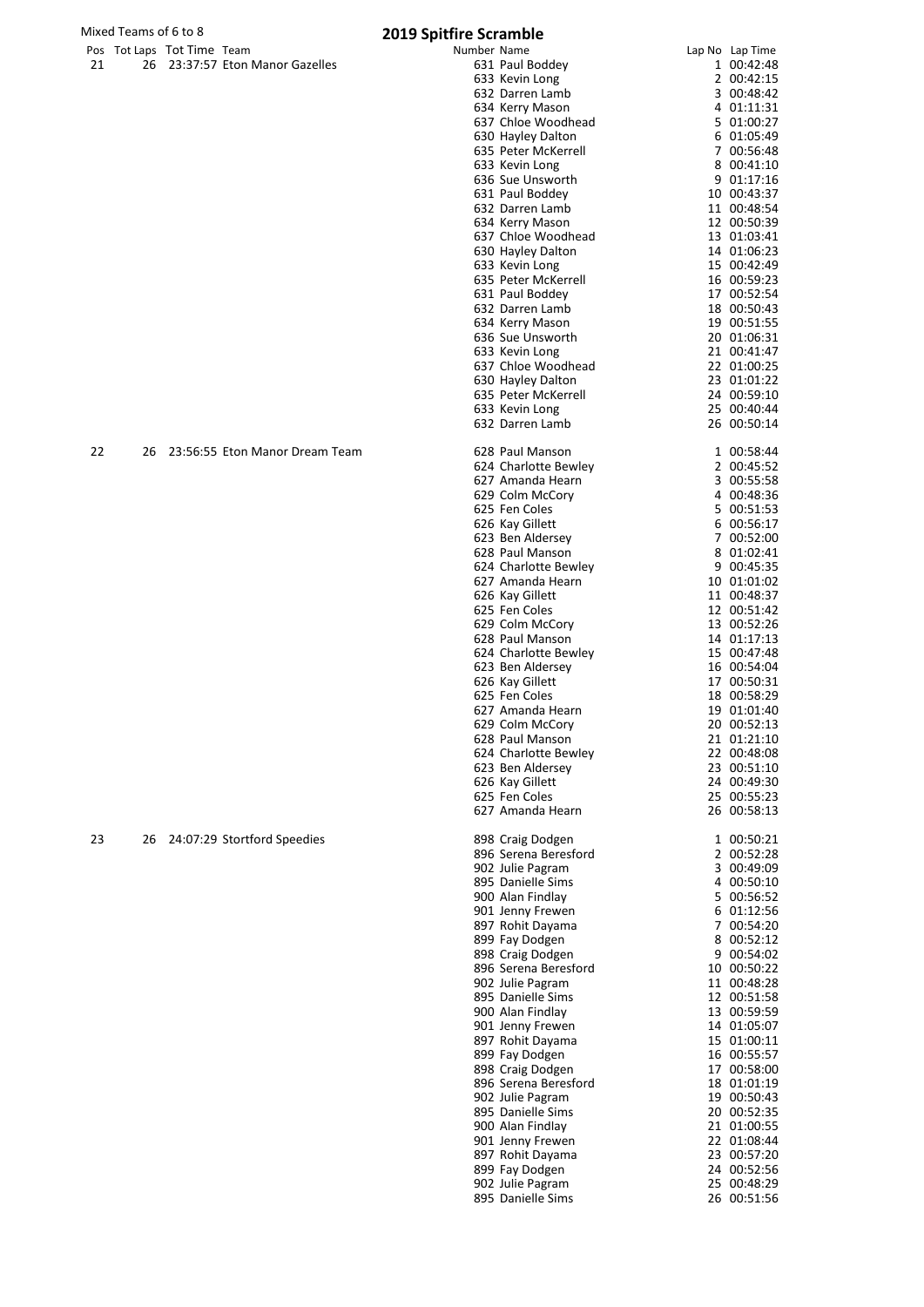Mixed Teams of 6 to 8

# 2019 Spitfire Scramble

| Pos | Tot Laps | Tot Time | Team | Number | Name | Lap No | Lap Time |
|---|---|---|---|---|---|---|---|
| 21 | 26 | 23:37:57 | Eton Manor Gazelles | 631 | Paul Boddey | 1 | 00:42:48 |
| | | | | 633 | Kevin Long | 2 | 00:42:15 |
| | | | | 632 | Darren Lamb | 3 | 00:48:42 |
| | | | | 634 | Kerry Mason | 4 | 01:11:31 |
| | | | | 637 | Chloe Woodhead | 5 | 01:00:27 |
| | | | | 630 | Hayley Dalton | 6 | 01:05:49 |
| | | | | 635 | Peter McKerrell | 7 | 00:56:48 |
| | | | | 633 | Kevin Long | 8 | 00:41:10 |
| | | | | 636 | Sue Unsworth | 9 | 01:17:16 |
| | | | | 631 | Paul Boddey | 10 | 00:43:37 |
| | | | | 632 | Darren Lamb | 11 | 00:48:54 |
| | | | | 634 | Kerry Mason | 12 | 00:50:39 |
| | | | | 637 | Chloe Woodhead | 13 | 01:03:41 |
| | | | | 630 | Hayley Dalton | 14 | 01:06:23 |
| | | | | 633 | Kevin Long | 15 | 00:42:49 |
| | | | | 635 | Peter McKerrell | 16 | 00:59:23 |
| | | | | 631 | Paul Boddey | 17 | 00:52:54 |
| | | | | 632 | Darren Lamb | 18 | 00:50:43 |
| | | | | 634 | Kerry Mason | 19 | 00:51:55 |
| | | | | 636 | Sue Unsworth | 20 | 01:06:31 |
| | | | | 633 | Kevin Long | 21 | 00:41:47 |
| | | | | 637 | Chloe Woodhead | 22 | 01:00:25 |
| | | | | 630 | Hayley Dalton | 23 | 01:01:22 |
| | | | | 635 | Peter McKerrell | 24 | 00:59:10 |
| | | | | 633 | Kevin Long | 25 | 00:40:44 |
| | | | | 632 | Darren Lamb | 26 | 00:50:14 |
| 22 | 26 | 23:56:55 | Eton Manor Dream Team | 628 | Paul Manson | 1 | 00:58:44 |
| | | | | 624 | Charlotte Bewley | 2 | 00:45:52 |
| | | | | 627 | Amanda Hearn | 3 | 00:55:58 |
| | | | | 629 | Colm McCory | 4 | 00:48:36 |
| | | | | 625 | Fen Coles | 5 | 00:51:53 |
| | | | | 626 | Kay Gillett | 6 | 00:56:17 |
| | | | | 623 | Ben Aldersey | 7 | 00:52:00 |
| | | | | 628 | Paul Manson | 8 | 01:02:41 |
| | | | | 624 | Charlotte Bewley | 9 | 00:45:35 |
| | | | | 627 | Amanda Hearn | 10 | 01:01:02 |
| | | | | 626 | Kay Gillett | 11 | 00:48:37 |
| | | | | 625 | Fen Coles | 12 | 00:51:42 |
| | | | | 629 | Colm McCory | 13 | 00:52:26 |
| | | | | 628 | Paul Manson | 14 | 01:17:13 |
| | | | | 624 | Charlotte Bewley | 15 | 00:47:48 |
| | | | | 623 | Ben Aldersey | 16 | 00:54:04 |
| | | | | 626 | Kay Gillett | 17 | 00:50:31 |
| | | | | 625 | Fen Coles | 18 | 00:58:29 |
| | | | | 627 | Amanda Hearn | 19 | 01:01:40 |
| | | | | 629 | Colm McCory | 20 | 00:52:13 |
| | | | | 628 | Paul Manson | 21 | 01:21:10 |
| | | | | 624 | Charlotte Bewley | 22 | 00:48:08 |
| | | | | 623 | Ben Aldersey | 23 | 00:51:10 |
| | | | | 626 | Kay Gillett | 24 | 00:49:30 |
| | | | | 625 | Fen Coles | 25 | 00:55:23 |
| | | | | 627 | Amanda Hearn | 26 | 00:58:13 |
| 23 | 26 | 24:07:29 | Stortford Speedies | 898 | Craig Dodgen | 1 | 00:50:21 |
| | | | | 896 | Serena Beresford | 2 | 00:52:28 |
| | | | | 902 | Julie Pagram | 3 | 00:49:09 |
| | | | | 895 | Danielle Sims | 4 | 00:50:10 |
| | | | | 900 | Alan Findlay | 5 | 00:56:52 |
| | | | | 901 | Jenny Frewen | 6 | 01:12:56 |
| | | | | 897 | Rohit Dayama | 7 | 00:54:20 |
| | | | | 899 | Fay Dodgen | 8 | 00:52:12 |
| | | | | 898 | Craig Dodgen | 9 | 00:54:02 |
| | | | | 896 | Serena Beresford | 10 | 00:50:22 |
| | | | | 902 | Julie Pagram | 11 | 00:48:28 |
| | | | | 895 | Danielle Sims | 12 | 00:51:58 |
| | | | | 900 | Alan Findlay | 13 | 00:59:59 |
| | | | | 901 | Jenny Frewen | 14 | 01:05:07 |
| | | | | 897 | Rohit Dayama | 15 | 01:00:11 |
| | | | | 899 | Fay Dodgen | 16 | 00:55:57 |
| | | | | 898 | Craig Dodgen | 17 | 00:58:00 |
| | | | | 896 | Serena Beresford | 18 | 01:01:19 |
| | | | | 902 | Julie Pagram | 19 | 00:50:43 |
| | | | | 895 | Danielle Sims | 20 | 00:52:35 |
| | | | | 900 | Alan Findlay | 21 | 01:00:55 |
| | | | | 901 | Jenny Frewen | 22 | 01:08:44 |
| | | | | 897 | Rohit Dayama | 23 | 00:57:20 |
| | | | | 899 | Fay Dodgen | 24 | 00:52:56 |
| | | | | 902 | Julie Pagram | 25 | 00:48:29 |
| | | | | 895 | Danielle Sims | 26 | 00:51:56 |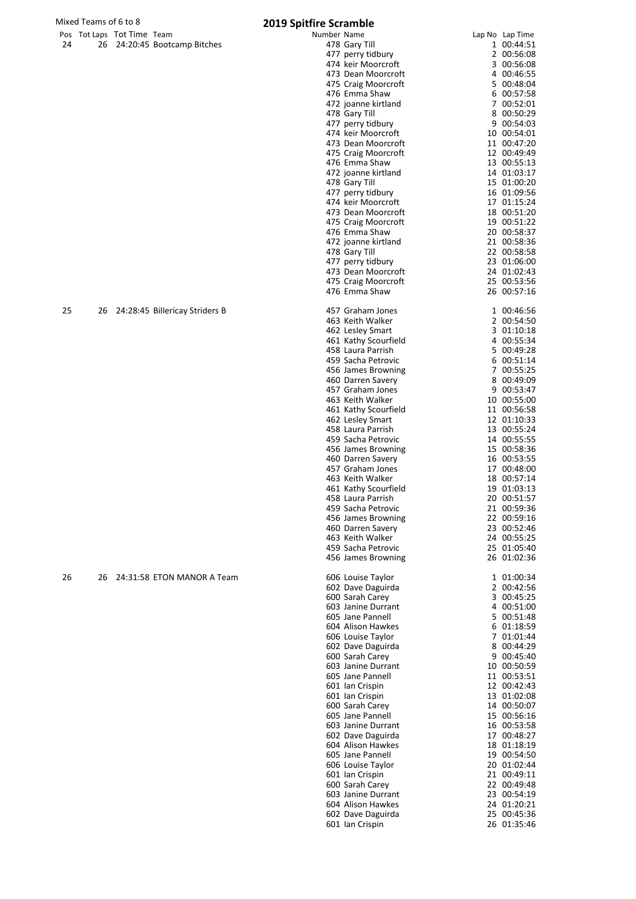Mixed Teams of 6 to 8

# 2019 Spitfire Scramble

| Pos | Tot Laps | Tot Time | Team | Number | Name | Lap No | Lap Time |
|---|---|---|---|---|---|---|---|
| 24 | 26 | 24:20:45 | Bootcamp Bitches | 478 | Gary Till | 1 | 00:44:51 |
| | | | | 477 | perry tidbury | 2 | 00:56:08 |
| | | | | 474 | keir Moorcroft | 3 | 00:56:08 |
| | | | | 473 | Dean Moorcroft | 4 | 00:46:55 |
| | | | | 475 | Craig Moorcroft | 5 | 00:48:04 |
| | | | | 476 | Emma Shaw | 6 | 00:57:58 |
| | | | | 472 | joanne kirtland | 7 | 00:52:01 |
| | | | | 478 | Gary Till | 8 | 00:50:29 |
| | | | | 477 | perry tidbury | 9 | 00:54:03 |
| | | | | 474 | keir Moorcroft | 10 | 00:54:01 |
| | | | | 473 | Dean Moorcroft | 11 | 00:47:20 |
| | | | | 475 | Craig Moorcroft | 12 | 00:49:49 |
| | | | | 476 | Emma Shaw | 13 | 00:55:13 |
| | | | | 472 | joanne kirtland | 14 | 01:03:17 |
| | | | | 478 | Gary Till | 15 | 01:00:20 |
| | | | | 477 | perry tidbury | 16 | 01:09:56 |
| | | | | 474 | keir Moorcroft | 17 | 01:15:24 |
| | | | | 473 | Dean Moorcroft | 18 | 00:51:20 |
| | | | | 475 | Craig Moorcroft | 19 | 00:51:22 |
| | | | | 476 | Emma Shaw | 20 | 00:58:37 |
| | | | | 472 | joanne kirtland | 21 | 00:58:36 |
| | | | | 478 | Gary Till | 22 | 00:58:58 |
| | | | | 477 | perry tidbury | 23 | 01:06:00 |
| | | | | 473 | Dean Moorcroft | 24 | 01:02:43 |
| | | | | 475 | Craig Moorcroft | 25 | 00:53:56 |
| | | | | 476 | Emma Shaw | 26 | 00:57:16 |
| 25 | 26 | 24:28:45 | Billericay Striders B | 457 | Graham Jones | 1 | 00:46:56 |
| | | | | 463 | Keith Walker | 2 | 00:54:50 |
| | | | | 462 | Lesley Smart | 3 | 01:10:18 |
| | | | | 461 | Kathy Scourfield | 4 | 00:55:34 |
| | | | | 458 | Laura Parrish | 5 | 00:49:28 |
| | | | | 459 | Sacha Petrovic | 6 | 00:51:14 |
| | | | | 456 | James Browning | 7 | 00:55:25 |
| | | | | 460 | Darren Savery | 8 | 00:49:09 |
| | | | | 457 | Graham Jones | 9 | 00:53:47 |
| | | | | 463 | Keith Walker | 10 | 00:55:00 |
| | | | | 461 | Kathy Scourfield | 11 | 00:56:58 |
| | | | | 462 | Lesley Smart | 12 | 01:10:33 |
| | | | | 458 | Laura Parrish | 13 | 00:55:24 |
| | | | | 459 | Sacha Petrovic | 14 | 00:55:55 |
| | | | | 456 | James Browning | 15 | 00:58:36 |
| | | | | 460 | Darren Savery | 16 | 00:53:55 |
| | | | | 457 | Graham Jones | 17 | 00:48:00 |
| | | | | 463 | Keith Walker | 18 | 00:57:14 |
| | | | | 461 | Kathy Scourfield | 19 | 01:03:13 |
| | | | | 458 | Laura Parrish | 20 | 00:51:57 |
| | | | | 459 | Sacha Petrovic | 21 | 00:59:36 |
| | | | | 456 | James Browning | 22 | 00:59:16 |
| | | | | 460 | Darren Savery | 23 | 00:52:46 |
| | | | | 463 | Keith Walker | 24 | 00:55:25 |
| | | | | 459 | Sacha Petrovic | 25 | 01:05:40 |
| | | | | 456 | James Browning | 26 | 01:02:36 |
| 26 | 26 | 24:31:58 | ETON MANOR A Team | 606 | Louise Taylor | 1 | 01:00:34 |
| | | | | 602 | Dave Daguirda | 2 | 00:42:56 |
| | | | | 600 | Sarah Carey | 3 | 00:45:25 |
| | | | | 603 | Janine Durrant | 4 | 00:51:00 |
| | | | | 605 | Jane Pannell | 5 | 00:51:48 |
| | | | | 604 | Alison Hawkes | 6 | 01:18:59 |
| | | | | 606 | Louise Taylor | 7 | 01:01:44 |
| | | | | 602 | Dave Daguirda | 8 | 00:44:29 |
| | | | | 600 | Sarah Carey | 9 | 00:45:40 |
| | | | | 603 | Janine Durrant | 10 | 00:50:59 |
| | | | | 605 | Jane Pannell | 11 | 00:53:51 |
| | | | | 601 | Ian Crispin | 12 | 00:42:43 |
| | | | | 601 | Ian Crispin | 13 | 01:02:08 |
| | | | | 600 | Sarah Carey | 14 | 00:50:07 |
| | | | | 605 | Jane Pannell | 15 | 00:56:16 |
| | | | | 603 | Janine Durrant | 16 | 00:53:58 |
| | | | | 602 | Dave Daguirda | 17 | 00:48:27 |
| | | | | 604 | Alison Hawkes | 18 | 01:18:19 |
| | | | | 605 | Jane Pannell | 19 | 00:54:50 |
| | | | | 606 | Louise Taylor | 20 | 01:02:44 |
| | | | | 601 | Ian Crispin | 21 | 00:49:11 |
| | | | | 600 | Sarah Carey | 22 | 00:49:48 |
| | | | | 603 | Janine Durrant | 23 | 00:54:19 |
| | | | | 604 | Alison Hawkes | 24 | 01:20:21 |
| | | | | 602 | Dave Daguirda | 25 | 00:45:36 |
| | | | | 601 | Ian Crispin | 26 | 01:35:46 |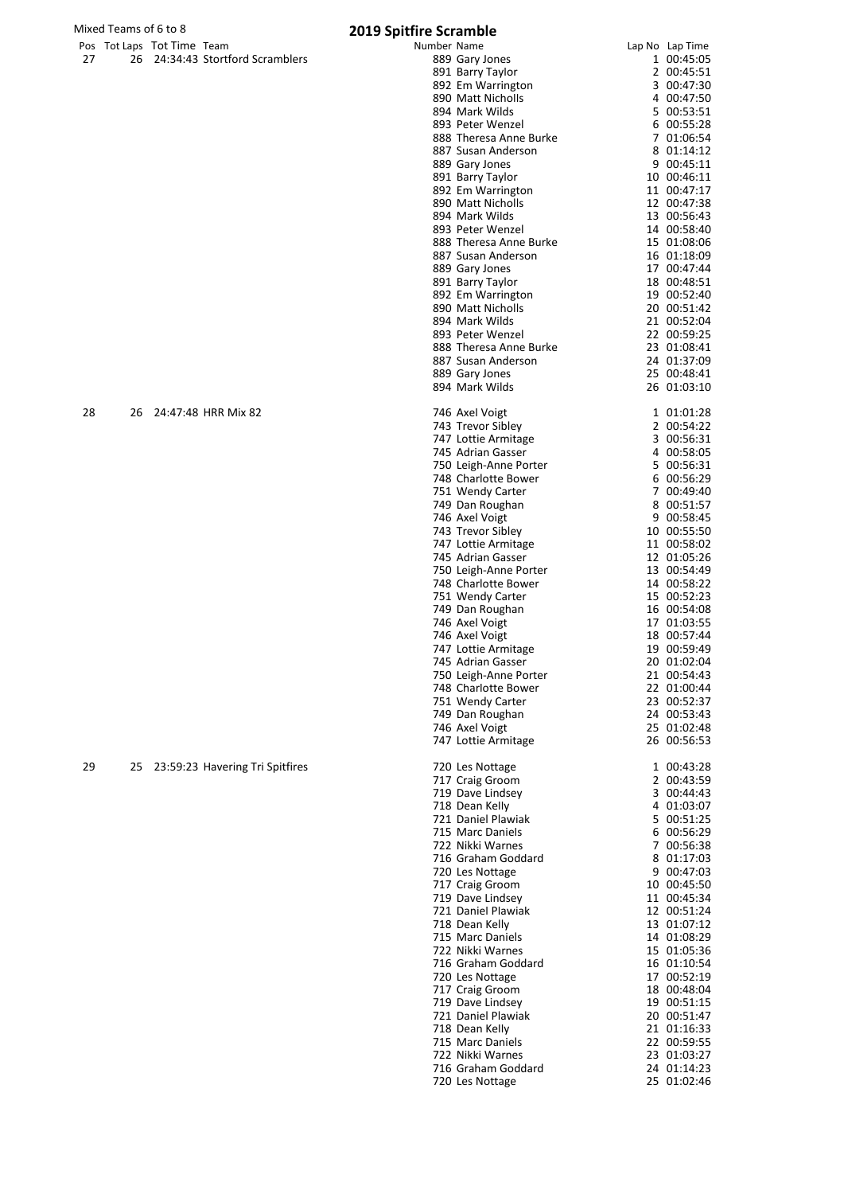Mixed Teams of 6 to 8

# 2019 Spitfire Scramble

| Pos | Tot Laps | Tot Time | Team | Number | Name | Lap No | Lap Time |
|---|---|---|---|---|---|---|---|
| 27 | 26 | 24:34:43 | Stortford Scramblers | 889 | Gary Jones | 1 | 00:45:05 |
| | | | | 891 | Barry Taylor | 2 | 00:45:51 |
| | | | | 892 | Em Warrington | 3 | 00:47:30 |
| | | | | 890 | Matt Nicholls | 4 | 00:47:50 |
| | | | | 894 | Mark Wilds | 5 | 00:53:51 |
| | | | | 893 | Peter Wenzel | 6 | 00:55:28 |
| | | | | 888 | Theresa Anne Burke | 7 | 01:06:54 |
| | | | | 887 | Susan Anderson | 8 | 01:14:12 |
| | | | | 889 | Gary Jones | 9 | 00:45:11 |
| | | | | 891 | Barry Taylor | 10 | 00:46:11 |
| | | | | 892 | Em Warrington | 11 | 00:47:17 |
| | | | | 890 | Matt Nicholls | 12 | 00:47:38 |
| | | | | 894 | Mark Wilds | 13 | 00:56:43 |
| | | | | 893 | Peter Wenzel | 14 | 00:58:40 |
| | | | | 888 | Theresa Anne Burke | 15 | 01:08:06 |
| | | | | 887 | Susan Anderson | 16 | 01:18:09 |
| | | | | 889 | Gary Jones | 17 | 00:47:44 |
| | | | | 891 | Barry Taylor | 18 | 00:48:51 |
| | | | | 892 | Em Warrington | 19 | 00:52:40 |
| | | | | 890 | Matt Nicholls | 20 | 00:51:42 |
| | | | | 894 | Mark Wilds | 21 | 00:52:04 |
| | | | | 893 | Peter Wenzel | 22 | 00:59:25 |
| | | | | 888 | Theresa Anne Burke | 23 | 01:08:41 |
| | | | | 887 | Susan Anderson | 24 | 01:37:09 |
| | | | | 889 | Gary Jones | 25 | 00:48:41 |
| | | | | 894 | Mark Wilds | 26 | 01:03:10 |
| 28 | 26 | 24:47:48 | HRR Mix 82 | 746 | Axel Voigt | 1 | 01:01:28 |
| | | | | 743 | Trevor Sibley | 2 | 00:54:22 |
| | | | | 747 | Lottie Armitage | 3 | 00:56:31 |
| | | | | 745 | Adrian Gasser | 4 | 00:58:05 |
| | | | | 750 | Leigh-Anne Porter | 5 | 00:56:31 |
| | | | | 748 | Charlotte Bower | 6 | 00:56:29 |
| | | | | 751 | Wendy Carter | 7 | 00:49:40 |
| | | | | 749 | Dan Roughan | 8 | 00:51:57 |
| | | | | 746 | Axel Voigt | 9 | 00:58:45 |
| | | | | 743 | Trevor Sibley | 10 | 00:55:50 |
| | | | | 747 | Lottie Armitage | 11 | 00:58:02 |
| | | | | 745 | Adrian Gasser | 12 | 01:05:26 |
| | | | | 750 | Leigh-Anne Porter | 13 | 00:54:49 |
| | | | | 748 | Charlotte Bower | 14 | 00:58:22 |
| | | | | 751 | Wendy Carter | 15 | 00:52:23 |
| | | | | 749 | Dan Roughan | 16 | 00:54:08 |
| | | | | 746 | Axel Voigt | 17 | 01:03:55 |
| | | | | 746 | Axel Voigt | 18 | 00:57:44 |
| | | | | 747 | Lottie Armitage | 19 | 00:59:49 |
| | | | | 745 | Adrian Gasser | 20 | 01:02:04 |
| | | | | 750 | Leigh-Anne Porter | 21 | 00:54:43 |
| | | | | 748 | Charlotte Bower | 22 | 01:00:44 |
| | | | | 751 | Wendy Carter | 23 | 00:52:37 |
| | | | | 749 | Dan Roughan | 24 | 00:53:43 |
| | | | | 746 | Axel Voigt | 25 | 01:02:48 |
| | | | | 747 | Lottie Armitage | 26 | 00:56:53 |
| 29 | 25 | 23:59:23 | Havering Tri Spitfires | 720 | Les Nottage | 1 | 00:43:28 |
| | | | | 717 | Craig Groom | 2 | 00:43:59 |
| | | | | 719 | Dave Lindsey | 3 | 00:44:43 |
| | | | | 718 | Dean Kelly | 4 | 01:03:07 |
| | | | | 721 | Daniel Plawiak | 5 | 00:51:25 |
| | | | | 715 | Marc Daniels | 6 | 00:56:29 |
| | | | | 722 | Nikki Warnes | 7 | 00:56:38 |
| | | | | 716 | Graham Goddard | 8 | 01:17:03 |
| | | | | 720 | Les Nottage | 9 | 00:47:03 |
| | | | | 717 | Craig Groom | 10 | 00:45:50 |
| | | | | 719 | Dave Lindsey | 11 | 00:45:34 |
| | | | | 721 | Daniel Plawiak | 12 | 00:51:24 |
| | | | | 718 | Dean Kelly | 13 | 01:07:12 |
| | | | | 715 | Marc Daniels | 14 | 01:08:29 |
| | | | | 722 | Nikki Warnes | 15 | 01:05:36 |
| | | | | 716 | Graham Goddard | 16 | 01:10:54 |
| | | | | 720 | Les Nottage | 17 | 00:52:19 |
| | | | | 717 | Craig Groom | 18 | 00:48:04 |
| | | | | 719 | Dave Lindsey | 19 | 00:51:15 |
| | | | | 721 | Daniel Plawiak | 20 | 00:51:47 |
| | | | | 718 | Dean Kelly | 21 | 01:16:33 |
| | | | | 715 | Marc Daniels | 22 | 00:59:55 |
| | | | | 722 | Nikki Warnes | 23 | 01:03:27 |
| | | | | 716 | Graham Goddard | 24 | 01:14:23 |
| | | | | 720 | Les Nottage | 25 | 01:02:46 |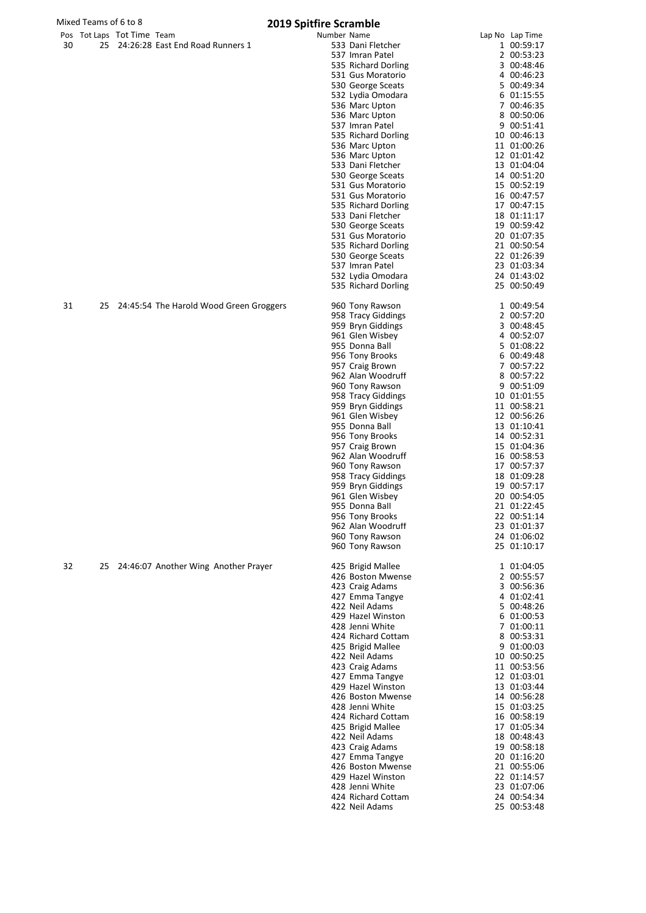Mixed Teams of 6 to 8

# 2019 Spitfire Scramble

| Pos | Tot Laps | Tot Time | Team | Number | Name | Lap No | Lap Time |
|---|---|---|---|---|---|---|---|
| 30 | 25 | 24:26:28 | East End Road Runners 1 | 533 | Dani Fletcher | 1 | 00:59:17 |
| | | | | 537 | Imran Patel | 2 | 00:53:23 |
| | | | | 535 | Richard Dorling | 3 | 00:48:46 |
| | | | | 531 | Gus Moratorio | 4 | 00:46:23 |
| | | | | 530 | George Sceats | 5 | 00:49:34 |
| | | | | 532 | Lydia Omodara | 6 | 01:15:55 |
| | | | | 536 | Marc Upton | 7 | 00:46:35 |
| | | | | 536 | Marc Upton | 8 | 00:50:06 |
| | | | | 537 | Imran Patel | 9 | 00:51:41 |
| | | | | 535 | Richard Dorling | 10 | 00:46:13 |
| | | | | 536 | Marc Upton | 11 | 01:00:26 |
| | | | | 536 | Marc Upton | 12 | 01:01:42 |
| | | | | 533 | Dani Fletcher | 13 | 01:04:04 |
| | | | | 530 | George Sceats | 14 | 00:51:20 |
| | | | | 531 | Gus Moratorio | 15 | 00:52:19 |
| | | | | 531 | Gus Moratorio | 16 | 00:47:57 |
| | | | | 535 | Richard Dorling | 17 | 00:47:15 |
| | | | | 533 | Dani Fletcher | 18 | 01:11:17 |
| | | | | 530 | George Sceats | 19 | 00:59:42 |
| | | | | 531 | Gus Moratorio | 20 | 01:07:35 |
| | | | | 535 | Richard Dorling | 21 | 00:50:54 |
| | | | | 530 | George Sceats | 22 | 01:26:39 |
| | | | | 537 | Imran Patel | 23 | 01:03:34 |
| | | | | 532 | Lydia Omodara | 24 | 01:43:02 |
| | | | | 535 | Richard Dorling | 25 | 00:50:49 |
| 31 | 25 | 24:45:54 | The Harold Wood Green Groggers | 960 | Tony Rawson | 1 | 00:49:54 |
| | | | | 958 | Tracy Giddings | 2 | 00:57:20 |
| | | | | 959 | Bryn Giddings | 3 | 00:48:45 |
| | | | | 961 | Glen Wisbey | 4 | 00:52:07 |
| | | | | 955 | Donna Ball | 5 | 01:08:22 |
| | | | | 956 | Tony Brooks | 6 | 00:49:48 |
| | | | | 957 | Craig Brown | 7 | 00:57:22 |
| | | | | 962 | Alan Woodruff | 8 | 00:57:22 |
| | | | | 960 | Tony Rawson | 9 | 00:51:09 |
| | | | | 958 | Tracy Giddings | 10 | 01:01:55 |
| | | | | 959 | Bryn Giddings | 11 | 00:58:21 |
| | | | | 961 | Glen Wisbey | 12 | 00:56:26 |
| | | | | 955 | Donna Ball | 13 | 01:10:41 |
| | | | | 956 | Tony Brooks | 14 | 00:52:31 |
| | | | | 957 | Craig Brown | 15 | 01:04:36 |
| | | | | 962 | Alan Woodruff | 16 | 00:58:53 |
| | | | | 960 | Tony Rawson | 17 | 00:57:37 |
| | | | | 958 | Tracy Giddings | 18 | 01:09:28 |
| | | | | 959 | Bryn Giddings | 19 | 00:57:17 |
| | | | | 961 | Glen Wisbey | 20 | 00:54:05 |
| | | | | 955 | Donna Ball | 21 | 01:22:45 |
| | | | | 956 | Tony Brooks | 22 | 00:51:14 |
| | | | | 962 | Alan Woodruff | 23 | 01:01:37 |
| | | | | 960 | Tony Rawson | 24 | 01:06:02 |
| | | | | 960 | Tony Rawson | 25 | 01:10:17 |
| 32 | 25 | 24:46:07 | Another Wing Another Prayer | 425 | Brigid Mallee | 1 | 01:04:05 |
| | | | | 426 | Boston Mwense | 2 | 00:55:57 |
| | | | | 423 | Craig Adams | 3 | 00:56:36 |
| | | | | 427 | Emma Tangye | 4 | 01:02:41 |
| | | | | 422 | Neil Adams | 5 | 00:48:26 |
| | | | | 429 | Hazel Winston | 6 | 01:00:53 |
| | | | | 428 | Jenni White | 7 | 01:00:11 |
| | | | | 424 | Richard Cottam | 8 | 00:53:31 |
| | | | | 425 | Brigid Mallee | 9 | 01:00:03 |
| | | | | 422 | Neil Adams | 10 | 00:50:25 |
| | | | | 423 | Craig Adams | 11 | 00:53:56 |
| | | | | 427 | Emma Tangye | 12 | 01:03:01 |
| | | | | 429 | Hazel Winston | 13 | 01:03:44 |
| | | | | 426 | Boston Mwense | 14 | 00:56:28 |
| | | | | 428 | Jenni White | 15 | 01:03:25 |
| | | | | 424 | Richard Cottam | 16 | 00:58:19 |
| | | | | 425 | Brigid Mallee | 17 | 01:05:34 |
| | | | | 422 | Neil Adams | 18 | 00:48:43 |
| | | | | 423 | Craig Adams | 19 | 00:58:18 |
| | | | | 427 | Emma Tangye | 20 | 01:16:20 |
| | | | | 426 | Boston Mwense | 21 | 00:55:06 |
| | | | | 429 | Hazel Winston | 22 | 01:14:57 |
| | | | | 428 | Jenni White | 23 | 01:07:06 |
| | | | | 424 | Richard Cottam | 24 | 00:54:34 |
| | | | | 422 | Neil Adams | 25 | 00:53:48 |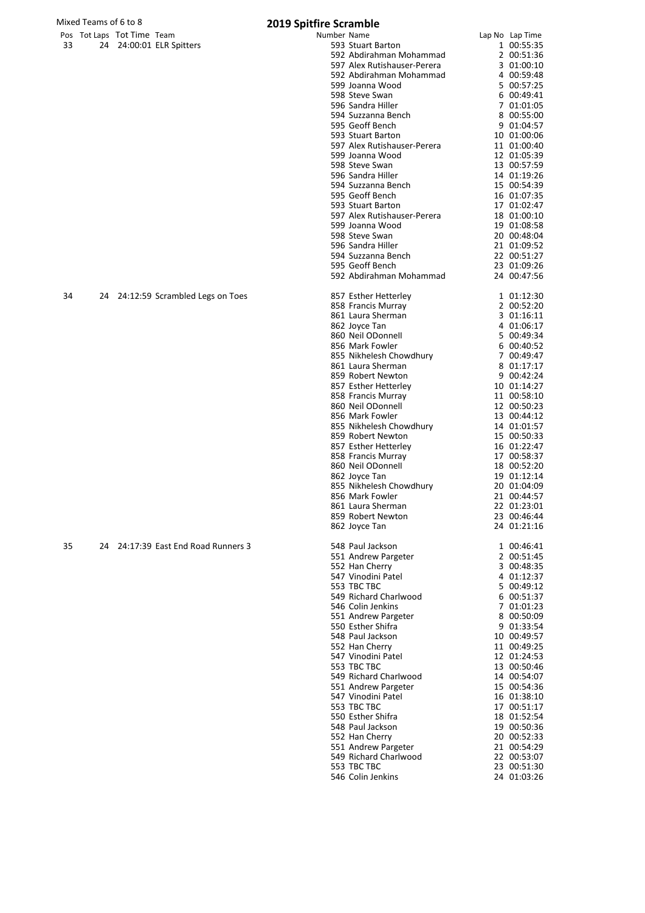Mixed Teams of 6 to 8

# 2019 Spitfire Scramble

| Pos | Tot Laps | Tot Time | Team | Number | Name | Lap No | Lap Time |
|---|---|---|---|---|---|---|---|
| 33 | 24 | 24:00:01 | ELR Spitters | 593 | Stuart Barton | 1 | 00:55:35 |
| | | | | 592 | Abdirahman Mohammad | 2 | 00:51:36 |
| | | | | 597 | Alex Rutishauser-Perera | 3 | 01:00:10 |
| | | | | 592 | Abdirahman Mohammad | 4 | 00:59:48 |
| | | | | 599 | Joanna Wood | 5 | 00:57:25 |
| | | | | 598 | Steve Swan | 6 | 00:49:41 |
| | | | | 596 | Sandra Hiller | 7 | 01:01:05 |
| | | | | 594 | Suzzanna Bench | 8 | 00:55:00 |
| | | | | 595 | Geoff Bench | 9 | 01:04:57 |
| | | | | 593 | Stuart Barton | 10 | 01:00:06 |
| | | | | 597 | Alex Rutishauser-Perera | 11 | 01:00:40 |
| | | | | 599 | Joanna Wood | 12 | 01:05:39 |
| | | | | 598 | Steve Swan | 13 | 00:57:59 |
| | | | | 596 | Sandra Hiller | 14 | 01:19:26 |
| | | | | 594 | Suzzanna Bench | 15 | 00:54:39 |
| | | | | 595 | Geoff Bench | 16 | 01:07:35 |
| | | | | 593 | Stuart Barton | 17 | 01:02:47 |
| | | | | 597 | Alex Rutishauser-Perera | 18 | 01:00:10 |
| | | | | 599 | Joanna Wood | 19 | 01:08:58 |
| | | | | 598 | Steve Swan | 20 | 00:48:04 |
| | | | | 596 | Sandra Hiller | 21 | 01:09:52 |
| | | | | 594 | Suzzanna Bench | 22 | 00:51:27 |
| | | | | 595 | Geoff Bench | 23 | 01:09:26 |
| | | | | 592 | Abdirahman Mohammad | 24 | 00:47:56 |
| 34 | 24 | 24:12:59 | Scrambled Legs on Toes | 857 | Esther Hetterley | 1 | 01:12:30 |
| | | | | 858 | Francis Murray | 2 | 00:52:20 |
| | | | | 861 | Laura Sherman | 3 | 01:16:11 |
| | | | | 862 | Joyce Tan | 4 | 01:06:17 |
| | | | | 860 | Neil ODonnell | 5 | 00:49:34 |
| | | | | 856 | Mark Fowler | 6 | 00:40:52 |
| | | | | 855 | Nikhelesh Chowdhury | 7 | 00:49:47 |
| | | | | 861 | Laura Sherman | 8 | 01:17:17 |
| | | | | 859 | Robert Newton | 9 | 00:42:24 |
| | | | | 857 | Esther Hetterley | 10 | 01:14:27 |
| | | | | 858 | Francis Murray | 11 | 00:58:10 |
| | | | | 860 | Neil ODonnell | 12 | 00:50:23 |
| | | | | 856 | Mark Fowler | 13 | 00:44:12 |
| | | | | 855 | Nikhelesh Chowdhury | 14 | 01:01:57 |
| | | | | 859 | Robert Newton | 15 | 00:50:33 |
| | | | | 857 | Esther Hetterley | 16 | 01:22:47 |
| | | | | 858 | Francis Murray | 17 | 00:58:37 |
| | | | | 860 | Neil ODonnell | 18 | 00:52:20 |
| | | | | 862 | Joyce Tan | 19 | 01:12:14 |
| | | | | 855 | Nikhelesh Chowdhury | 20 | 01:04:09 |
| | | | | 856 | Mark Fowler | 21 | 00:44:57 |
| | | | | 861 | Laura Sherman | 22 | 01:23:01 |
| | | | | 859 | Robert Newton | 23 | 00:46:44 |
| | | | | 862 | Joyce Tan | 24 | 01:21:16 |
| 35 | 24 | 24:17:39 | East End Road Runners 3 | 548 | Paul Jackson | 1 | 00:46:41 |
| | | | | 551 | Andrew Pargeter | 2 | 00:51:45 |
| | | | | 552 | Han Cherry | 3 | 00:48:35 |
| | | | | 547 | Vinodini Patel | 4 | 01:12:37 |
| | | | | 553 | TBC TBC | 5 | 00:49:12 |
| | | | | 549 | Richard Charlwood | 6 | 00:51:37 |
| | | | | 546 | Colin Jenkins | 7 | 01:01:23 |
| | | | | 551 | Andrew Pargeter | 8 | 00:50:09 |
| | | | | 550 | Esther Shifra | 9 | 01:33:54 |
| | | | | 548 | Paul Jackson | 10 | 00:49:57 |
| | | | | 552 | Han Cherry | 11 | 00:49:25 |
| | | | | 547 | Vinodini Patel | 12 | 01:24:53 |
| | | | | 553 | TBC TBC | 13 | 00:50:46 |
| | | | | 549 | Richard Charlwood | 14 | 00:54:07 |
| | | | | 551 | Andrew Pargeter | 15 | 00:54:36 |
| | | | | 547 | Vinodini Patel | 16 | 01:38:10 |
| | | | | 553 | TBC TBC | 17 | 00:51:17 |
| | | | | 550 | Esther Shifra | 18 | 01:52:54 |
| | | | | 548 | Paul Jackson | 19 | 00:50:36 |
| | | | | 552 | Han Cherry | 20 | 00:52:33 |
| | | | | 551 | Andrew Pargeter | 21 | 00:54:29 |
| | | | | 549 | Richard Charlwood | 22 | 00:53:07 |
| | | | | 553 | TBC TBC | 23 | 00:51:30 |
| | | | | 546 | Colin Jenkins | 24 | 01:03:26 |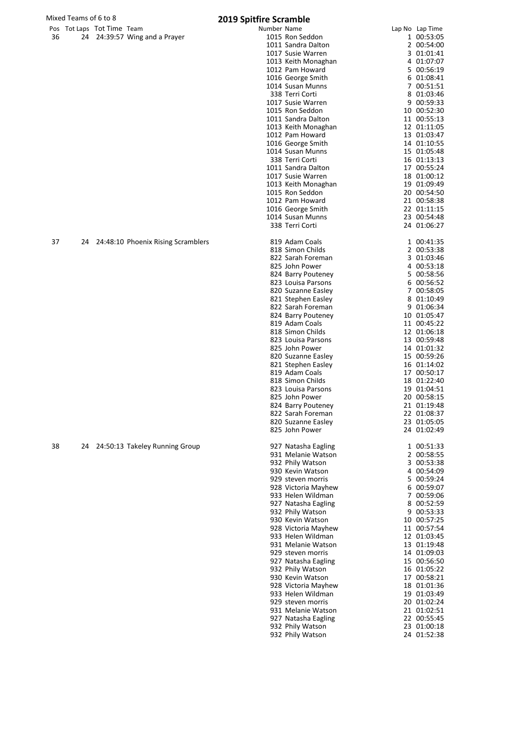Mixed Teams of 6 to 8

# 2019 Spitfire Scramble

| Pos | Tot Laps | Tot Time | Team | Number | Name | Lap No | Lap Time |
|---|---|---|---|---|---|---|---|
| 36 | 24 | 24:39:57 | Wing and a Prayer | 1015 | Ron Seddon | 1 | 00:53:05 |
| | | | | 1011 | Sandra Dalton | 2 | 00:54:00 |
| | | | | 1017 | Susie Warren | 3 | 01:01:41 |
| | | | | 1013 | Keith Monaghan | 4 | 01:07:07 |
| | | | | 1012 | Pam Howard | 5 | 00:56:19 |
| | | | | 1016 | George Smith | 6 | 01:08:41 |
| | | | | 1014 | Susan Munns | 7 | 00:51:51 |
| | | | | 338 | Terri Corti | 8 | 01:03:46 |
| | | | | 1017 | Susie Warren | 9 | 00:59:33 |
| | | | | 1015 | Ron Seddon | 10 | 00:52:30 |
| | | | | 1011 | Sandra Dalton | 11 | 00:55:13 |
| | | | | 1013 | Keith Monaghan | 12 | 01:11:05 |
| | | | | 1012 | Pam Howard | 13 | 01:03:47 |
| | | | | 1016 | George Smith | 14 | 01:10:55 |
| | | | | 1014 | Susan Munns | 15 | 01:05:48 |
| | | | | 338 | Terri Corti | 16 | 01:13:13 |
| | | | | 1011 | Sandra Dalton | 17 | 00:55:24 |
| | | | | 1017 | Susie Warren | 18 | 01:00:12 |
| | | | | 1013 | Keith Monaghan | 19 | 01:09:49 |
| | | | | 1015 | Ron Seddon | 20 | 00:54:50 |
| | | | | 1012 | Pam Howard | 21 | 00:58:38 |
| | | | | 1016 | George Smith | 22 | 01:11:15 |
| | | | | 1014 | Susan Munns | 23 | 00:54:48 |
| | | | | 338 | Terri Corti | 24 | 01:06:27 |
| 37 | 24 | 24:48:10 | Phoenix Rising Scramblers | 819 | Adam Coals | 1 | 00:41:35 |
| | | | | 818 | Simon Childs | 2 | 00:53:38 |
| | | | | 822 | Sarah Foreman | 3 | 01:03:46 |
| | | | | 825 | John Power | 4 | 00:53:18 |
| | | | | 824 | Barry Pouteney | 5 | 00:58:56 |
| | | | | 823 | Louisa Parsons | 6 | 00:56:52 |
| | | | | 820 | Suzanne Easley | 7 | 00:58:05 |
| | | | | 821 | Stephen Easley | 8 | 01:10:49 |
| | | | | 822 | Sarah Foreman | 9 | 01:06:34 |
| | | | | 824 | Barry Pouteney | 10 | 01:05:47 |
| | | | | 819 | Adam Coals | 11 | 00:45:22 |
| | | | | 818 | Simon Childs | 12 | 01:06:18 |
| | | | | 823 | Louisa Parsons | 13 | 00:59:48 |
| | | | | 825 | John Power | 14 | 01:01:32 |
| | | | | 820 | Suzanne Easley | 15 | 00:59:26 |
| | | | | 821 | Stephen Easley | 16 | 01:14:02 |
| | | | | 819 | Adam Coals | 17 | 00:50:17 |
| | | | | 818 | Simon Childs | 18 | 01:22:40 |
| | | | | 823 | Louisa Parsons | 19 | 01:04:51 |
| | | | | 825 | John Power | 20 | 00:58:15 |
| | | | | 824 | Barry Pouteney | 21 | 01:19:48 |
| | | | | 822 | Sarah Foreman | 22 | 01:08:37 |
| | | | | 820 | Suzanne Easley | 23 | 01:05:05 |
| | | | | 825 | John Power | 24 | 01:02:49 |
| 38 | 24 | 24:50:13 | Takeley Running Group | 927 | Natasha Eagling | 1 | 00:51:33 |
| | | | | 931 | Melanie Watson | 2 | 00:58:55 |
| | | | | 932 | Phily Watson | 3 | 00:53:38 |
| | | | | 930 | Kevin Watson | 4 | 00:54:09 |
| | | | | 929 | steven morris | 5 | 00:59:24 |
| | | | | 928 | Victoria Mayhew | 6 | 00:59:07 |
| | | | | 933 | Helen Wildman | 7 | 00:59:06 |
| | | | | 927 | Natasha Eagling | 8 | 00:52:59 |
| | | | | 932 | Phily Watson | 9 | 00:53:33 |
| | | | | 930 | Kevin Watson | 10 | 00:57:25 |
| | | | | 928 | Victoria Mayhew | 11 | 00:57:54 |
| | | | | 933 | Helen Wildman | 12 | 01:03:45 |
| | | | | 931 | Melanie Watson | 13 | 01:19:48 |
| | | | | 929 | steven morris | 14 | 01:09:03 |
| | | | | 927 | Natasha Eagling | 15 | 00:56:50 |
| | | | | 932 | Phily Watson | 16 | 01:05:22 |
| | | | | 930 | Kevin Watson | 17 | 00:58:21 |
| | | | | 928 | Victoria Mayhew | 18 | 01:01:36 |
| | | | | 933 | Helen Wildman | 19 | 01:03:49 |
| | | | | 929 | steven morris | 20 | 01:02:24 |
| | | | | 931 | Melanie Watson | 21 | 01:02:51 |
| | | | | 927 | Natasha Eagling | 22 | 00:55:45 |
| | | | | 932 | Phily Watson | 23 | 01:00:18 |
| | | | | 932 | Phily Watson | 24 | 01:52:38 |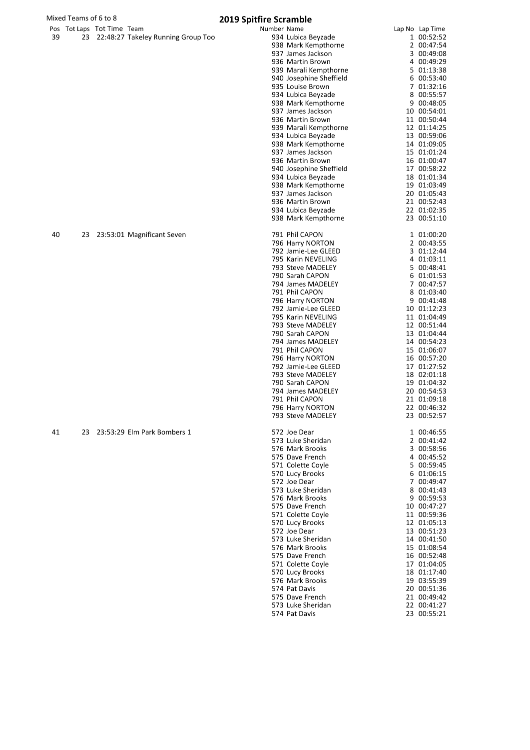Mixed Teams of 6 to 8

# 2019 Spitfire Scramble

| Pos | Tot Laps | Tot Time | Team | Number | Name | Lap No | Lap Time |
|---|---|---|---|---|---|---|---|
| 39 | 23 | 22:48:27 | Takeley Running Group Too | 934 | Lubica Beyzade | 1 | 00:52:52 |
| | | | | 938 | Mark Kempthorne | 2 | 00:47:54 |
| | | | | 937 | James Jackson | 3 | 00:49:08 |
| | | | | 936 | Martin Brown | 4 | 00:49:29 |
| | | | | 939 | Marali Kempthorne | 5 | 01:13:38 |
| | | | | 940 | Josephine Sheffield | 6 | 00:53:40 |
| | | | | 935 | Louise Brown | 7 | 01:32:16 |
| | | | | 934 | Lubica Beyzade | 8 | 00:55:57 |
| | | | | 938 | Mark Kempthorne | 9 | 00:48:05 |
| | | | | 937 | James Jackson | 10 | 00:54:01 |
| | | | | 936 | Martin Brown | 11 | 00:50:44 |
| | | | | 939 | Marali Kempthorne | 12 | 01:14:25 |
| | | | | 934 | Lubica Beyzade | 13 | 00:59:06 |
| | | | | 938 | Mark Kempthorne | 14 | 01:09:05 |
| | | | | 937 | James Jackson | 15 | 01:01:24 |
| | | | | 936 | Martin Brown | 16 | 01:00:47 |
| | | | | 940 | Josephine Sheffield | 17 | 00:58:22 |
| | | | | 934 | Lubica Beyzade | 18 | 01:01:34 |
| | | | | 938 | Mark Kempthorne | 19 | 01:03:49 |
| | | | | 937 | James Jackson | 20 | 01:05:43 |
| | | | | 936 | Martin Brown | 21 | 00:52:43 |
| | | | | 934 | Lubica Beyzade | 22 | 01:02:35 |
| | | | | 938 | Mark Kempthorne | 23 | 00:51:10 |
| 40 | 23 | 23:53:01 | Magnificant Seven | 791 | Phil CAPON | 1 | 01:00:20 |
| | | | | 796 | Harry NORTON | 2 | 00:43:55 |
| | | | | 792 | Jamie-Lee GLEED | 3 | 01:12:44 |
| | | | | 795 | Karin NEVELING | 4 | 01:03:11 |
| | | | | 793 | Steve MADELEY | 5 | 00:48:41 |
| | | | | 790 | Sarah CAPON | 6 | 01:01:53 |
| | | | | 794 | James MADELEY | 7 | 00:47:57 |
| | | | | 791 | Phil CAPON | 8 | 01:03:40 |
| | | | | 796 | Harry NORTON | 9 | 00:41:48 |
| | | | | 792 | Jamie-Lee GLEED | 10 | 01:12:23 |
| | | | | 795 | Karin NEVELING | 11 | 01:04:49 |
| | | | | 793 | Steve MADELEY | 12 | 00:51:44 |
| | | | | 790 | Sarah CAPON | 13 | 01:04:44 |
| | | | | 794 | James MADELEY | 14 | 00:54:23 |
| | | | | 791 | Phil CAPON | 15 | 01:06:07 |
| | | | | 796 | Harry NORTON | 16 | 00:57:20 |
| | | | | 792 | Jamie-Lee GLEED | 17 | 01:27:52 |
| | | | | 793 | Steve MADELEY | 18 | 02:01:18 |
| | | | | 790 | Sarah CAPON | 19 | 01:04:32 |
| | | | | 794 | James MADELEY | 20 | 00:54:53 |
| | | | | 791 | Phil CAPON | 21 | 01:09:18 |
| | | | | 796 | Harry NORTON | 22 | 00:46:32 |
| | | | | 793 | Steve MADELEY | 23 | 00:52:57 |
| 41 | 23 | 23:53:29 | Elm Park Bombers 1 | 572 | Joe Dear | 1 | 00:46:55 |
| | | | | 573 | Luke Sheridan | 2 | 00:41:42 |
| | | | | 576 | Mark Brooks | 3 | 00:58:56 |
| | | | | 575 | Dave French | 4 | 00:45:52 |
| | | | | 571 | Colette Coyle | 5 | 00:59:45 |
| | | | | 570 | Lucy Brooks | 6 | 01:06:15 |
| | | | | 572 | Joe Dear | 7 | 00:49:47 |
| | | | | 573 | Luke Sheridan | 8 | 00:41:43 |
| | | | | 576 | Mark Brooks | 9 | 00:59:53 |
| | | | | 575 | Dave French | 10 | 00:47:27 |
| | | | | 571 | Colette Coyle | 11 | 00:59:36 |
| | | | | 570 | Lucy Brooks | 12 | 01:05:13 |
| | | | | 572 | Joe Dear | 13 | 00:51:23 |
| | | | | 573 | Luke Sheridan | 14 | 00:41:50 |
| | | | | 576 | Mark Brooks | 15 | 01:08:54 |
| | | | | 575 | Dave French | 16 | 00:52:48 |
| | | | | 571 | Colette Coyle | 17 | 01:04:05 |
| | | | | 570 | Lucy Brooks | 18 | 01:17:40 |
| | | | | 576 | Mark Brooks | 19 | 03:55:39 |
| | | | | 574 | Pat Davis | 20 | 00:51:36 |
| | | | | 575 | Dave French | 21 | 00:49:42 |
| | | | | 573 | Luke Sheridan | 22 | 00:41:27 |
| | | | | 574 | Pat Davis | 23 | 00:55:21 |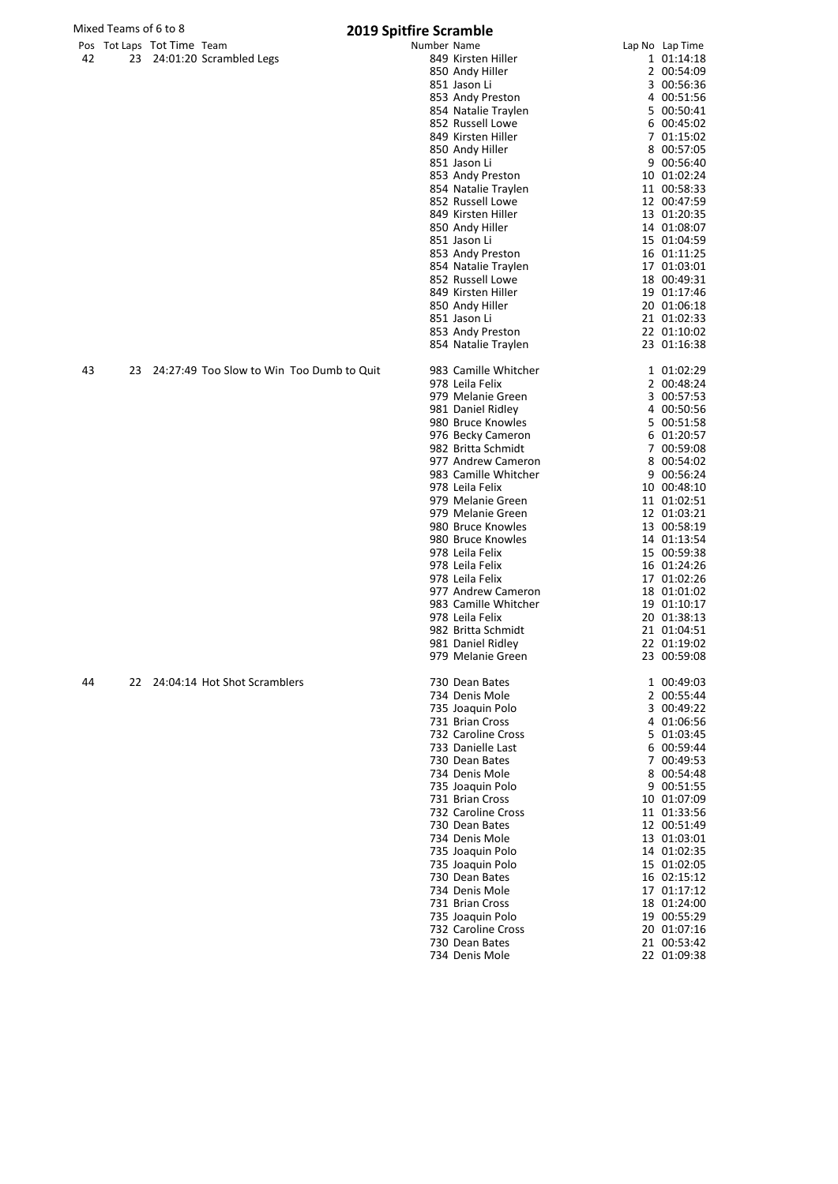Mixed Teams of 6 to 8

# 2019 Spitfire Scramble

| Pos | Tot Laps | Tot Time | Team | Number | Name | Lap No | Lap Time |
|---|---|---|---|---|---|---|---|
| 42 | 23 | 24:01:20 | Scrambled Legs | 849 | Kirsten Hiller | 1 | 01:14:18 |
| | | | | 850 | Andy Hiller | 2 | 00:54:09 |
| | | | | 851 | Jason Li | 3 | 00:56:36 |
| | | | | 853 | Andy Preston | 4 | 00:51:56 |
| | | | | 854 | Natalie Traylen | 5 | 00:50:41 |
| | | | | 852 | Russell Lowe | 6 | 00:45:02 |
| | | | | 849 | Kirsten Hiller | 7 | 01:15:02 |
| | | | | 850 | Andy Hiller | 8 | 00:57:05 |
| | | | | 851 | Jason Li | 9 | 00:56:40 |
| | | | | 853 | Andy Preston | 10 | 01:02:24 |
| | | | | 854 | Natalie Traylen | 11 | 00:58:33 |
| | | | | 852 | Russell Lowe | 12 | 00:47:59 |
| | | | | 849 | Kirsten Hiller | 13 | 01:20:35 |
| | | | | 850 | Andy Hiller | 14 | 01:08:07 |
| | | | | 851 | Jason Li | 15 | 01:04:59 |
| | | | | 853 | Andy Preston | 16 | 01:11:25 |
| | | | | 854 | Natalie Traylen | 17 | 01:03:01 |
| | | | | 852 | Russell Lowe | 18 | 00:49:31 |
| | | | | 849 | Kirsten Hiller | 19 | 01:17:46 |
| | | | | 850 | Andy Hiller | 20 | 01:06:18 |
| | | | | 851 | Jason Li | 21 | 01:02:33 |
| | | | | 853 | Andy Preston | 22 | 01:10:02 |
| | | | | 854 | Natalie Traylen | 23 | 01:16:38 |
| 43 | 23 | 24:27:49 | Too Slow to Win Too Dumb to Quit | 983 | Camille Whitcher | 1 | 01:02:29 |
| | | | | 978 | Leila Felix | 2 | 00:48:24 |
| | | | | 979 | Melanie Green | 3 | 00:57:53 |
| | | | | 981 | Daniel Ridley | 4 | 00:50:56 |
| | | | | 980 | Bruce Knowles | 5 | 00:51:58 |
| | | | | 976 | Becky Cameron | 6 | 01:20:57 |
| | | | | 982 | Britta Schmidt | 7 | 00:59:08 |
| | | | | 977 | Andrew Cameron | 8 | 00:54:02 |
| | | | | 983 | Camille Whitcher | 9 | 00:56:24 |
| | | | | 978 | Leila Felix | 10 | 00:48:10 |
| | | | | 979 | Melanie Green | 11 | 01:02:51 |
| | | | | 979 | Melanie Green | 12 | 01:03:21 |
| | | | | 980 | Bruce Knowles | 13 | 00:58:19 |
| | | | | 980 | Bruce Knowles | 14 | 01:13:54 |
| | | | | 978 | Leila Felix | 15 | 00:59:38 |
| | | | | 978 | Leila Felix | 16 | 01:24:26 |
| | | | | 978 | Leila Felix | 17 | 01:02:26 |
| | | | | 977 | Andrew Cameron | 18 | 01:01:02 |
| | | | | 983 | Camille Whitcher | 19 | 01:10:17 |
| | | | | 978 | Leila Felix | 20 | 01:38:13 |
| | | | | 982 | Britta Schmidt | 21 | 01:04:51 |
| | | | | 981 | Daniel Ridley | 22 | 01:19:02 |
| | | | | 979 | Melanie Green | 23 | 00:59:08 |
| 44 | 22 | 24:04:14 | Hot Shot Scramblers | 730 | Dean Bates | 1 | 00:49:03 |
| | | | | 734 | Denis Mole | 2 | 00:55:44 |
| | | | | 735 | Joaquin Polo | 3 | 00:49:22 |
| | | | | 731 | Brian Cross | 4 | 01:06:56 |
| | | | | 732 | Caroline Cross | 5 | 01:03:45 |
| | | | | 733 | Danielle Last | 6 | 00:59:44 |
| | | | | 730 | Dean Bates | 7 | 00:49:53 |
| | | | | 734 | Denis Mole | 8 | 00:54:48 |
| | | | | 735 | Joaquin Polo | 9 | 00:51:55 |
| | | | | 731 | Brian Cross | 10 | 01:07:09 |
| | | | | 732 | Caroline Cross | 11 | 01:33:56 |
| | | | | 730 | Dean Bates | 12 | 00:51:49 |
| | | | | 734 | Denis Mole | 13 | 01:03:01 |
| | | | | 735 | Joaquin Polo | 14 | 01:02:35 |
| | | | | 735 | Joaquin Polo | 15 | 01:02:05 |
| | | | | 730 | Dean Bates | 16 | 02:15:12 |
| | | | | 734 | Denis Mole | 17 | 01:17:12 |
| | | | | 731 | Brian Cross | 18 | 01:24:00 |
| | | | | 735 | Joaquin Polo | 19 | 00:55:29 |
| | | | | 732 | Caroline Cross | 20 | 01:07:16 |
| | | | | 730 | Dean Bates | 21 | 00:53:42 |
| | | | | 734 | Denis Mole | 22 | 01:09:38 |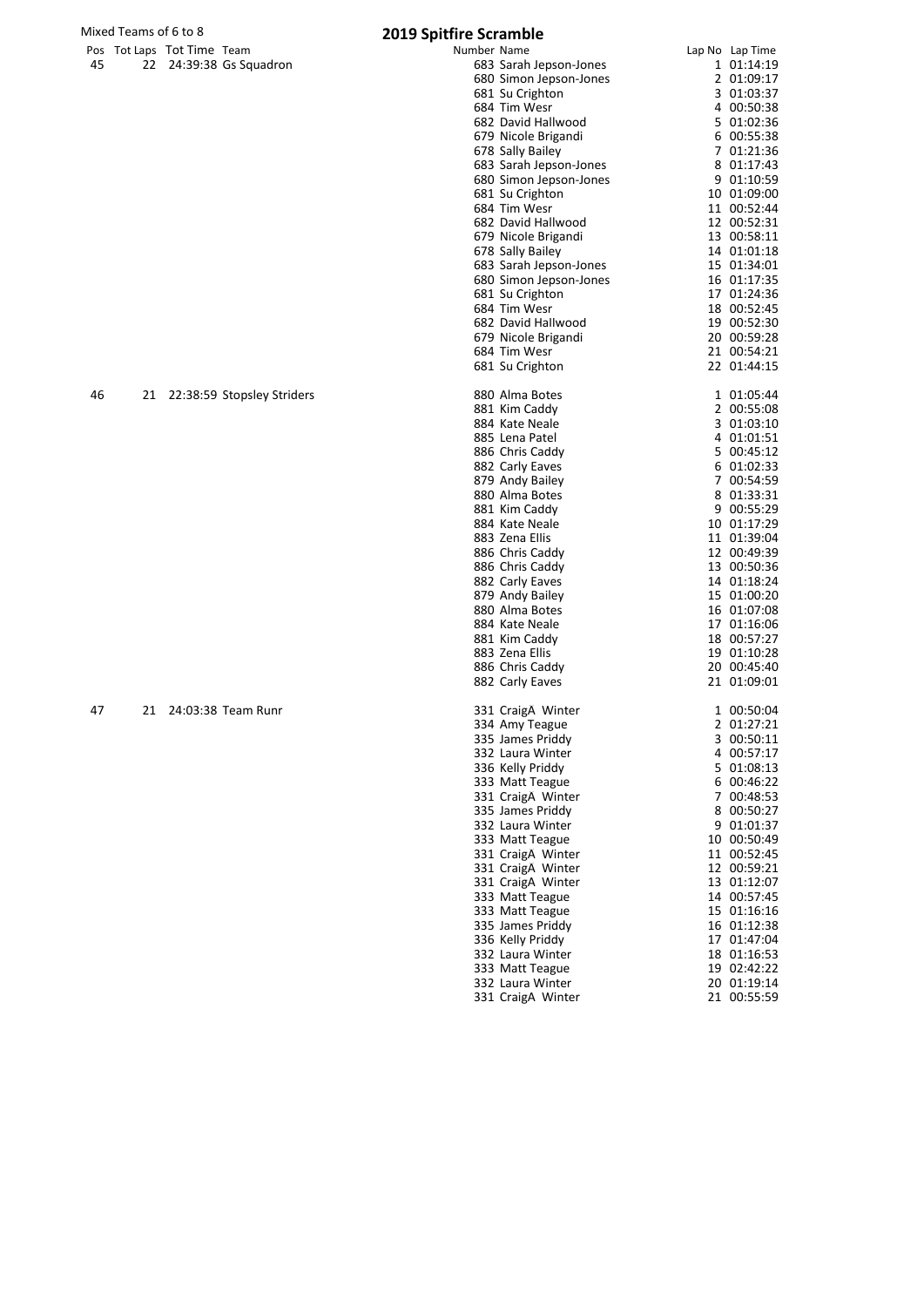Mixed Teams of 6 to 8

# 2019 Spitfire Scramble

| Pos | Tot Laps | Tot Time | Team | Number | Name | Lap No | Lap Time |
|---|---|---|---|---|---|---|---|
| 45 | 22 | 24:39:38 | Gs Squadron | 683 | Sarah Jepson-Jones | 1 | 01:14:19 |
| | | | | 680 | Simon Jepson-Jones | 2 | 01:09:17 |
| | | | | 681 | Su Crighton | 3 | 01:03:37 |
| | | | | 684 | Tim Wesr | 4 | 00:50:38 |
| | | | | 682 | David Hallwood | 5 | 01:02:36 |
| | | | | 679 | Nicole Brigandi | 6 | 00:55:38 |
| | | | | 678 | Sally Bailey | 7 | 01:21:36 |
| | | | | 683 | Sarah Jepson-Jones | 8 | 01:17:43 |
| | | | | 680 | Simon Jepson-Jones | 9 | 01:10:59 |
| | | | | 681 | Su Crighton | 10 | 01:09:00 |
| | | | | 684 | Tim Wesr | 11 | 00:52:44 |
| | | | | 682 | David Hallwood | 12 | 00:52:31 |
| | | | | 679 | Nicole Brigandi | 13 | 00:58:11 |
| | | | | 678 | Sally Bailey | 14 | 01:01:18 |
| | | | | 683 | Sarah Jepson-Jones | 15 | 01:34:01 |
| | | | | 680 | Simon Jepson-Jones | 16 | 01:17:35 |
| | | | | 681 | Su Crighton | 17 | 01:24:36 |
| | | | | 684 | Tim Wesr | 18 | 00:52:45 |
| | | | | 682 | David Hallwood | 19 | 00:52:30 |
| | | | | 679 | Nicole Brigandi | 20 | 00:59:28 |
| | | | | 684 | Tim Wesr | 21 | 00:54:21 |
| | | | | 681 | Su Crighton | 22 | 01:44:15 |
| 46 | 21 | 22:38:59 | Stopsley Striders | 880 | Alma Botes | 1 | 01:05:44 |
| | | | | 881 | Kim Caddy | 2 | 00:55:08 |
| | | | | 884 | Kate Neale | 3 | 01:03:10 |
| | | | | 885 | Lena Patel | 4 | 01:01:51 |
| | | | | 886 | Chris Caddy | 5 | 00:45:12 |
| | | | | 882 | Carly Eaves | 6 | 01:02:33 |
| | | | | 879 | Andy Bailey | 7 | 00:54:59 |
| | | | | 880 | Alma Botes | 8 | 01:33:31 |
| | | | | 881 | Kim Caddy | 9 | 00:55:29 |
| | | | | 884 | Kate Neale | 10 | 01:17:29 |
| | | | | 883 | Zena Ellis | 11 | 01:39:04 |
| | | | | 886 | Chris Caddy | 12 | 00:49:39 |
| | | | | 886 | Chris Caddy | 13 | 00:50:36 |
| | | | | 882 | Carly Eaves | 14 | 01:18:24 |
| | | | | 879 | Andy Bailey | 15 | 01:00:20 |
| | | | | 880 | Alma Botes | 16 | 01:07:08 |
| | | | | 884 | Kate Neale | 17 | 01:16:06 |
| | | | | 881 | Kim Caddy | 18 | 00:57:27 |
| | | | | 883 | Zena Ellis | 19 | 01:10:28 |
| | | | | 886 | Chris Caddy | 20 | 00:45:40 |
| | | | | 882 | Carly Eaves | 21 | 01:09:01 |
| 47 | 21 | 24:03:38 | Team Runr | 331 | CraigA Winter | 1 | 00:50:04 |
| | | | | 334 | Amy Teague | 2 | 01:27:21 |
| | | | | 335 | James Priddy | 3 | 00:50:11 |
| | | | | 332 | Laura Winter | 4 | 00:57:17 |
| | | | | 336 | Kelly Priddy | 5 | 01:08:13 |
| | | | | 333 | Matt Teague | 6 | 00:46:22 |
| | | | | 331 | CraigA Winter | 7 | 00:48:53 |
| | | | | 335 | James Priddy | 8 | 00:50:27 |
| | | | | 332 | Laura Winter | 9 | 01:01:37 |
| | | | | 333 | Matt Teague | 10 | 00:50:49 |
| | | | | 331 | CraigA Winter | 11 | 00:52:45 |
| | | | | 331 | CraigA Winter | 12 | 00:59:21 |
| | | | | 331 | CraigA Winter | 13 | 01:12:07 |
| | | | | 333 | Matt Teague | 14 | 00:57:45 |
| | | | | 333 | Matt Teague | 15 | 01:16:16 |
| | | | | 335 | James Priddy | 16 | 01:12:38 |
| | | | | 336 | Kelly Priddy | 17 | 01:47:04 |
| | | | | 332 | Laura Winter | 18 | 01:16:53 |
| | | | | 333 | Matt Teague | 19 | 02:42:22 |
| | | | | 332 | Laura Winter | 20 | 01:19:14 |
| | | | | 331 | CraigA Winter | 21 | 00:55:59 |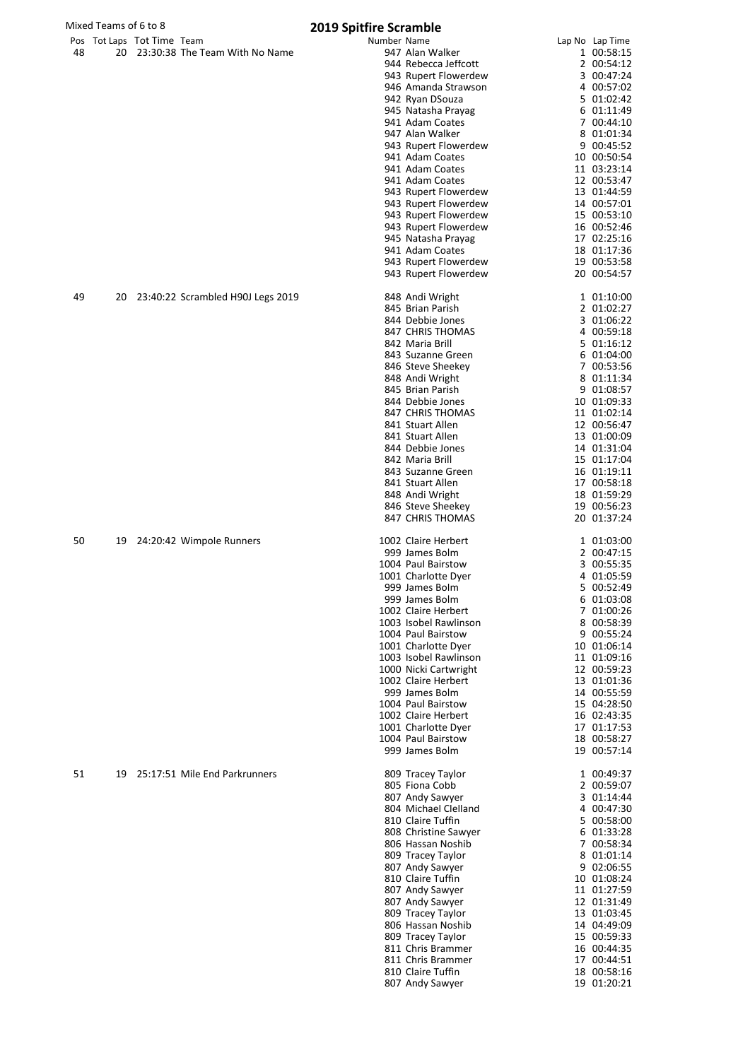Mixed Teams of 6 to 8

# 2019 Spitfire Scramble

| Pos | Tot Laps | Tot Time | Team | Number | Name | Lap No | Lap Time |
|---|---|---|---|---|---|---|---|
| 48 | 20 | 23:30:38 | The Team With No Name | 947 | Alan Walker | 1 | 00:58:15 |
| | | | | 944 | Rebecca Jeffcott | 2 | 00:54:12 |
| | | | | 943 | Rupert Flowerdew | 3 | 00:47:24 |
| | | | | 946 | Amanda Strawson | 4 | 00:57:02 |
| | | | | 942 | Ryan DSouza | 5 | 01:02:42 |
| | | | | 945 | Natasha Prayag | 6 | 01:11:49 |
| | | | | 941 | Adam Coates | 7 | 00:44:10 |
| | | | | 947 | Alan Walker | 8 | 01:01:34 |
| | | | | 943 | Rupert Flowerdew | 9 | 00:45:52 |
| | | | | 941 | Adam Coates | 10 | 00:50:54 |
| | | | | 941 | Adam Coates | 11 | 03:23:14 |
| | | | | 941 | Adam Coates | 12 | 00:53:47 |
| | | | | 943 | Rupert Flowerdew | 13 | 01:44:59 |
| | | | | 943 | Rupert Flowerdew | 14 | 00:57:01 |
| | | | | 943 | Rupert Flowerdew | 15 | 00:53:10 |
| | | | | 943 | Rupert Flowerdew | 16 | 00:52:46 |
| | | | | 945 | Natasha Prayag | 17 | 02:25:16 |
| | | | | 941 | Adam Coates | 18 | 01:17:36 |
| | | | | 943 | Rupert Flowerdew | 19 | 00:53:58 |
| | | | | 943 | Rupert Flowerdew | 20 | 00:54:57 |
| 49 | 20 | 23:40:22 | Scrambled H90J Legs 2019 | 848 | Andi Wright | 1 | 01:10:00 |
| | | | | 845 | Brian Parish | 2 | 01:02:27 |
| | | | | 844 | Debbie Jones | 3 | 01:06:22 |
| | | | | 847 | CHRIS THOMAS | 4 | 00:59:18 |
| | | | | 842 | Maria Brill | 5 | 01:16:12 |
| | | | | 843 | Suzanne Green | 6 | 01:04:00 |
| | | | | 846 | Steve Sheekey | 7 | 00:53:56 |
| | | | | 848 | Andi Wright | 8 | 01:11:34 |
| | | | | 845 | Brian Parish | 9 | 01:08:57 |
| | | | | 844 | Debbie Jones | 10 | 01:09:33 |
| | | | | 847 | CHRIS THOMAS | 11 | 01:02:14 |
| | | | | 841 | Stuart Allen | 12 | 00:56:47 |
| | | | | 841 | Stuart Allen | 13 | 01:00:09 |
| | | | | 844 | Debbie Jones | 14 | 01:31:04 |
| | | | | 842 | Maria Brill | 15 | 01:17:04 |
| | | | | 843 | Suzanne Green | 16 | 01:19:11 |
| | | | | 841 | Stuart Allen | 17 | 00:58:18 |
| | | | | 848 | Andi Wright | 18 | 01:59:29 |
| | | | | 846 | Steve Sheekey | 19 | 00:56:23 |
| | | | | 847 | CHRIS THOMAS | 20 | 01:37:24 |
| 50 | 19 | 24:20:42 | Wimpole Runners | 1002 | Claire Herbert | 1 | 01:03:00 |
| | | | | 999 | James Bolm | 2 | 00:47:15 |
| | | | | 1004 | Paul Bairstow | 3 | 00:55:35 |
| | | | | 1001 | Charlotte Dyer | 4 | 01:05:59 |
| | | | | 999 | James Bolm | 5 | 00:52:49 |
| | | | | 999 | James Bolm | 6 | 01:03:08 |
| | | | | 1002 | Claire Herbert | 7 | 01:00:26 |
| | | | | 1003 | Isobel Rawlinson | 8 | 00:58:39 |
| | | | | 1004 | Paul Bairstow | 9 | 00:55:24 |
| | | | | 1001 | Charlotte Dyer | 10 | 01:06:14 |
| | | | | 1003 | Isobel Rawlinson | 11 | 01:09:16 |
| | | | | 1000 | Nicki Cartwright | 12 | 00:59:23 |
| | | | | 1002 | Claire Herbert | 13 | 01:01:36 |
| | | | | 999 | James Bolm | 14 | 00:55:59 |
| | | | | 1004 | Paul Bairstow | 15 | 04:28:50 |
| | | | | 1002 | Claire Herbert | 16 | 02:43:35 |
| | | | | 1001 | Charlotte Dyer | 17 | 01:17:53 |
| | | | | 1004 | Paul Bairstow | 18 | 00:58:27 |
| | | | | 999 | James Bolm | 19 | 00:57:14 |
| 51 | 19 | 25:17:51 | Mile End Parkrunners | 809 | Tracey Taylor | 1 | 00:49:37 |
| | | | | 805 | Fiona Cobb | 2 | 00:59:07 |
| | | | | 807 | Andy Sawyer | 3 | 01:14:44 |
| | | | | 804 | Michael Clelland | 4 | 00:47:30 |
| | | | | 810 | Claire Tuffin | 5 | 00:58:00 |
| | | | | 808 | Christine Sawyer | 6 | 01:33:28 |
| | | | | 806 | Hassan Noshib | 7 | 00:58:34 |
| | | | | 809 | Tracey Taylor | 8 | 01:01:14 |
| | | | | 807 | Andy Sawyer | 9 | 02:06:55 |
| | | | | 810 | Claire Tuffin | 10 | 01:08:24 |
| | | | | 807 | Andy Sawyer | 11 | 01:27:59 |
| | | | | 807 | Andy Sawyer | 12 | 01:31:49 |
| | | | | 809 | Tracey Taylor | 13 | 01:03:45 |
| | | | | 806 | Hassan Noshib | 14 | 04:49:09 |
| | | | | 809 | Tracey Taylor | 15 | 00:59:33 |
| | | | | 811 | Chris Brammer | 16 | 00:44:35 |
| | | | | 811 | Chris Brammer | 17 | 00:44:51 |
| | | | | 810 | Claire Tuffin | 18 | 00:58:16 |
| | | | | 807 | Andy Sawyer | 19 | 01:20:21 |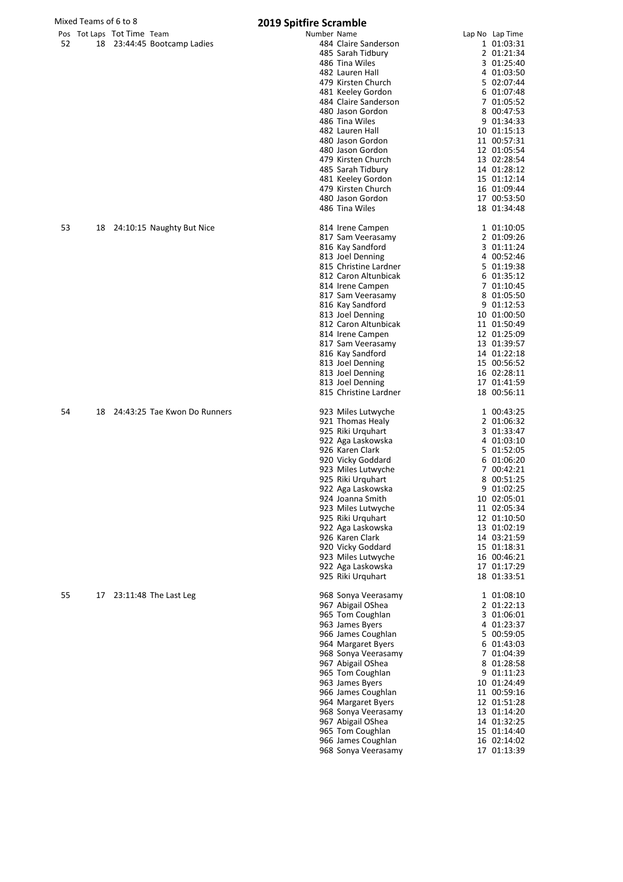Mixed Teams of 6 to 8

# 2019 Spitfire Scramble

| Pos | Tot Laps | Tot Time | Team | Number | Name | Lap No | Lap Time |
|---|---|---|---|---|---|---|---|
| 52 | 18 | 23:44:45 | Bootcamp Ladies | 484 | Claire Sanderson | 1 | 01:03:31 |
| | | | | 485 | Sarah Tidbury | 2 | 01:21:34 |
| | | | | 486 | Tina Wiles | 3 | 01:25:40 |
| | | | | 482 | Lauren Hall | 4 | 01:03:50 |
| | | | | 479 | Kirsten Church | 5 | 02:07:44 |
| | | | | 481 | Keeley Gordon | 6 | 01:07:48 |
| | | | | 484 | Claire Sanderson | 7 | 01:05:52 |
| | | | | 480 | Jason Gordon | 8 | 00:47:53 |
| | | | | 486 | Tina Wiles | 9 | 01:34:33 |
| | | | | 482 | Lauren Hall | 10 | 01:15:13 |
| | | | | 480 | Jason Gordon | 11 | 00:57:31 |
| | | | | 480 | Jason Gordon | 12 | 01:05:54 |
| | | | | 479 | Kirsten Church | 13 | 02:28:54 |
| | | | | 485 | Sarah Tidbury | 14 | 01:28:12 |
| | | | | 481 | Keeley Gordon | 15 | 01:12:14 |
| | | | | 479 | Kirsten Church | 16 | 01:09:44 |
| | | | | 480 | Jason Gordon | 17 | 00:53:50 |
| | | | | 486 | Tina Wiles | 18 | 01:34:48 |
| 53 | 18 | 24:10:15 | Naughty But Nice | 814 | Irene Campen | 1 | 01:10:05 |
| | | | | 817 | Sam Veerasamy | 2 | 01:09:26 |
| | | | | 816 | Kay Sandford | 3 | 01:11:24 |
| | | | | 813 | Joel Denning | 4 | 00:52:46 |
| | | | | 815 | Christine Lardner | 5 | 01:19:38 |
| | | | | 812 | Caron Altunbicak | 6 | 01:35:12 |
| | | | | 814 | Irene Campen | 7 | 01:10:45 |
| | | | | 817 | Sam Veerasamy | 8 | 01:05:50 |
| | | | | 816 | Kay Sandford | 9 | 01:12:53 |
| | | | | 813 | Joel Denning | 10 | 01:00:50 |
| | | | | 812 | Caron Altunbicak | 11 | 01:50:49 |
| | | | | 814 | Irene Campen | 12 | 01:25:09 |
| | | | | 817 | Sam Veerasamy | 13 | 01:39:57 |
| | | | | 816 | Kay Sandford | 14 | 01:22:18 |
| | | | | 813 | Joel Denning | 15 | 00:56:52 |
| | | | | 813 | Joel Denning | 16 | 02:28:11 |
| | | | | 813 | Joel Denning | 17 | 01:41:59 |
| | | | | 815 | Christine Lardner | 18 | 00:56:11 |
| 54 | 18 | 24:43:25 | Tae Kwon Do Runners | 923 | Miles Lutwyche | 1 | 00:43:25 |
| | | | | 921 | Thomas Healy | 2 | 01:06:32 |
| | | | | 925 | Riki Urquhart | 3 | 01:33:47 |
| | | | | 922 | Aga Laskowska | 4 | 01:03:10 |
| | | | | 926 | Karen Clark | 5 | 01:52:05 |
| | | | | 920 | Vicky Goddard | 6 | 01:06:20 |
| | | | | 923 | Miles Lutwyche | 7 | 00:42:21 |
| | | | | 925 | Riki Urquhart | 8 | 00:51:25 |
| | | | | 922 | Aga Laskowska | 9 | 01:02:25 |
| | | | | 924 | Joanna Smith | 10 | 02:05:01 |
| | | | | 923 | Miles Lutwyche | 11 | 02:05:34 |
| | | | | 925 | Riki Urquhart | 12 | 01:10:50 |
| | | | | 922 | Aga Laskowska | 13 | 01:02:19 |
| | | | | 926 | Karen Clark | 14 | 03:21:59 |
| | | | | 920 | Vicky Goddard | 15 | 01:18:31 |
| | | | | 923 | Miles Lutwyche | 16 | 00:46:21 |
| | | | | 922 | Aga Laskowska | 17 | 01:17:29 |
| | | | | 925 | Riki Urquhart | 18 | 01:33:51 |
| 55 | 17 | 23:11:48 | The Last Leg | 968 | Sonya Veerasamy | 1 | 01:08:10 |
| | | | | 967 | Abigail OShea | 2 | 01:22:13 |
| | | | | 965 | Tom Coughlan | 3 | 01:06:01 |
| | | | | 963 | James Byers | 4 | 01:23:37 |
| | | | | 966 | James Coughlan | 5 | 00:59:05 |
| | | | | 964 | Margaret Byers | 6 | 01:43:03 |
| | | | | 968 | Sonya Veerasamy | 7 | 01:04:39 |
| | | | | 967 | Abigail OShea | 8 | 01:28:58 |
| | | | | 965 | Tom Coughlan | 9 | 01:11:23 |
| | | | | 963 | James Byers | 10 | 01:24:49 |
| | | | | 966 | James Coughlan | 11 | 00:59:16 |
| | | | | 964 | Margaret Byers | 12 | 01:51:28 |
| | | | | 968 | Sonya Veerasamy | 13 | 01:14:20 |
| | | | | 967 | Abigail OShea | 14 | 01:32:25 |
| | | | | 965 | Tom Coughlan | 15 | 01:14:40 |
| | | | | 966 | James Coughlan | 16 | 02:14:02 |
| | | | | 968 | Sonya Veerasamy | 17 | 01:13:39 |